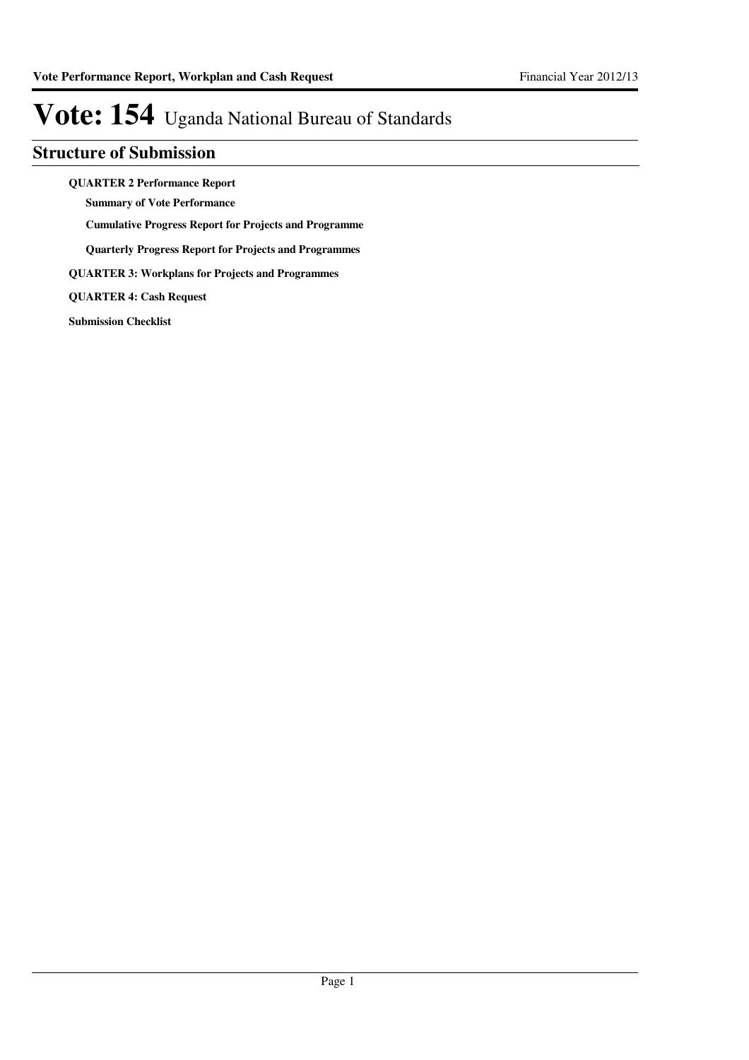# Vote: 154 Uganda National Bureau of Standards

## Structure of Submission

**QUARTER 2 Performance Report**

- **Summary of Vote Performance**
- **Cumulative Progress Report for Projects and Programme**
- **Quarterly Progress Report for Projects and Programmes**

**QUARTER 3: Workplans for Projects and Programmes**

**QUARTER 4: Cash Request**

**Submission Checklist**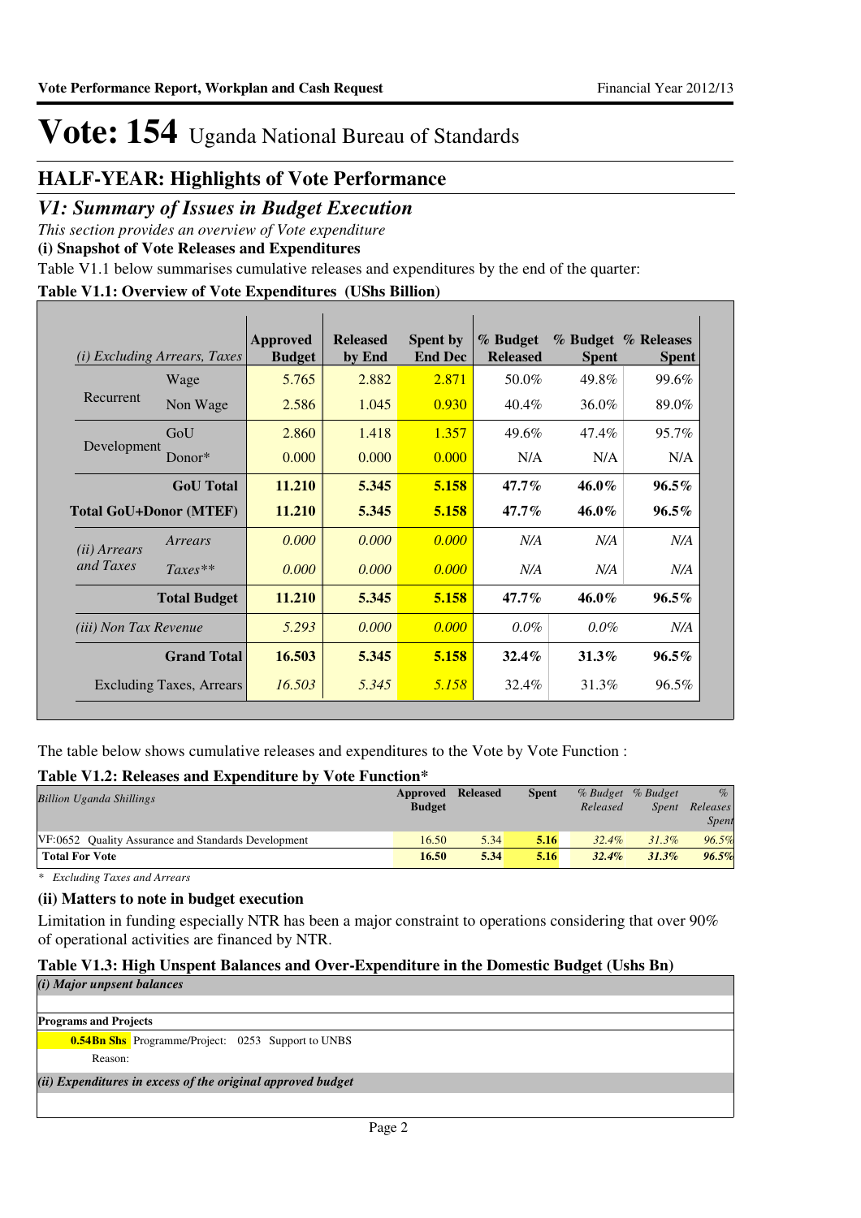# Vote: 154 Uganda National Bureau of Standards

## HALF-YEAR: Highlights of Vote Performance

## *V1: Summary of Issues in Budget Execution*

*This section provides an overview of Vote expenditure*

**(i) Snapshot of Vote Releases and Expenditures**

Table V1.1 below summarises cumulative releases and expenditures by the end of the quarter:

**Table V1.1: Overview of Vote Expenditures (UShs Billion)**

| *(i) Excluding Arrears, Taxes* | | Approved Budget | Released by End | Spent by End Dec | % Budget Released | % Budget Spent | % Releases Spent |
|---|---|---|---|---|---|---|---|
| Recurrent | Wage | 5.765 | 2.882 | 2.871 | 50.0% | 49.8% | 99.6% |
| | Non Wage | 2.586 | 1.045 | 0.930 | 40.4% | 36.0% | 89.0% |
| Development | GoU | 2.860 | 1.418 | 1.357 | 49.6% | 47.4% | 95.7% |
| | Donor* | 0.000 | 0.000 | 0.000 | N/A | N/A | N/A |
| | **GoU Total** | **11.210** | **5.345** | **5.158** | **47.7%** | **46.0%** | **96.5%** |
| **Total GoU+Donor (MTEF)** | | **11.210** | **5.345** | **5.158** | **47.7%** | **46.0%** | **96.5%** |
| *(ii) Arrears and Taxes* | *Arrears* | *0.000* | *0.000* | *0.000* | *N/A* | *N/A* | *N/A* |
| | *Taxes*** | *0.000* | *0.000* | *0.000* | *N/A* | *N/A* | *N/A* |
| | **Total Budget** | **11.210** | **5.345** | **5.158** | **47.7%** | **46.0%** | **96.5%** |
| *(iii) Non Tax Revenue* | | *5.293* | *0.000* | *0.000* | *0.0%* | *0.0%* | *N/A* |
| | **Grand Total** | **16.503** | **5.345** | **5.158** | **32.4%** | **31.3%** | **96.5%** |
| | Excluding Taxes, Arrears | *16.503* | *5.345* | *5.158* | 32.4% | 31.3% | 96.5% |

The table below shows cumulative releases and expenditures to the Vote by Vote Function :

**Table V1.2: Releases and Expenditure by Vote Function***

| *Billion Uganda Shillings* | Approved Budget | Released | Spent | *% Budget Released* | *% Budget Spent* | *% Releases Spent* |
|---|---|---|---|---|---|---|
| VF:0652 Quality Assurance and Standards Development | 16.50 | 5.34 | 5.16 | *32.4%* | *31.3%* | *96.5%* |
| **Total For Vote** | **16.50** | **5.34** | **5.16** | ***32.4%*** | ***31.3%*** | ***96.5%*** |

*\* Excluding Taxes and Arrears*

**(ii) Matters to note in budget execution**

Limitation in funding especially NTR has been a major constraint to operations considering that over 90% of operational activities are financed by NTR.

**Table V1.3: High Unspent Balances and Over-Expenditure in the Domestic Budget (Ushs Bn)**

***(i) Major unspent balances***

**Programs and Projects**

**0.54Bn Shs** Programme/Project: 0253 Support to UNBS

Reason:

***(ii) Expenditures in excess of the original approved budget***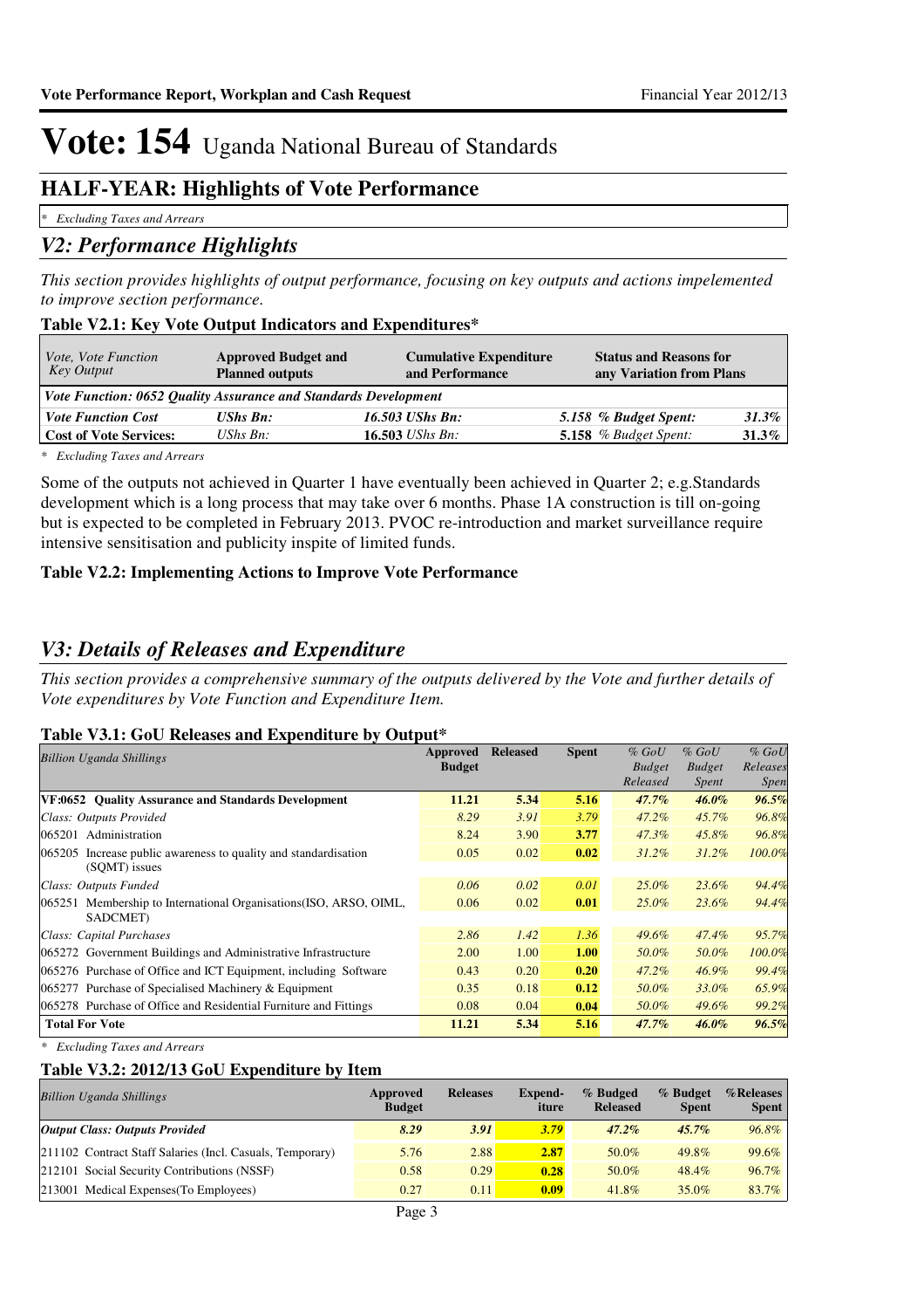# Vote: 154 Uganda National Bureau of Standards

## HALF-YEAR: Highlights of Vote Performance

*\* Excluding Taxes and Arrears*

## *V2: Performance Highlights*

*This section provides highlights of output performance, focusing on key outputs and actions impelemented to improve section performance.*

### Table V2.1: Key Vote Output Indicators and Expenditures*

| *Vote, Vote Function Key Output* | **Approved Budget and Planned outputs** | **Cumulative Expenditure and Performance** | **Status and Reasons for any Variation from Plans** | |
|---|---|---|---|---|
| ***Vote Function: 0652 Quality Assurance and Standards Development*** | | | | |
| ***Vote Function Cost*** | ***UShs Bn:*** | ***16.503 UShs Bn:*** | ***5.158 % Budget Spent:*** | ***31.3%*** |
| **Cost of Vote Services:** | *UShs Bn:* | **16.503** *UShs Bn:* | **5.158** *% Budget Spent:* | **31.3%** |

*\* Excluding Taxes and Arrears*

Some of the outputs not achieved in Quarter 1 have eventually been achieved in Quarter 2; e.g.Standards development which is a long process that may take over 6 months. Phase 1A construction is till on-going but is expected to be completed in February 2013. PVOC re-introduction and market surveillance require intensive sensitisation and publicity inspite of limited funds.

### Table V2.2: Implementing Actions to Improve Vote Performance

## *V3: Details of Releases and Expenditure*

*This section provides a comprehensive summary of the outputs delivered by the Vote and further details of Vote expenditures by Vote Function and Expenditure Item.*

### Table V3.1: GoU Releases and Expenditure by Output*

| *Billion Uganda Shillings* | **Approved Budget** | **Released** | **Spent** | *% GoU Budget Released* | *% GoU Budget Spent* | *% GoU Releases Spen* |
|---|---|---|---|---|---|---|
| **VF:0652 Quality Assurance and Standards Development** | **11.21** | **5.34** | **5.16** | ***47.7%*** | ***46.0%*** | ***96.5%*** |
| *Class: Outputs Provided* | *8.29* | *3.91* | *3.79* | *47.2%* | *45.7%* | *96.8%* |
| 065201 Administration | 8.24 | 3.90 | **3.77** | *47.3%* | *45.8%* | *96.8%* |
| 065205 Increase public awareness to quality and standardisation (SQMT) issues | 0.05 | 0.02 | **0.02** | *31.2%* | *31.2%* | *100.0%* |
| *Class: Outputs Funded* | *0.06* | *0.02* | *0.01* | *25.0%* | *23.6%* | *94.4%* |
| 065251 Membership to International Organisations(ISO, ARSO, OIML, SADCMET) | 0.06 | 0.02 | **0.01** | *25.0%* | *23.6%* | *94.4%* |
| *Class: Capital Purchases* | *2.86* | *1.42* | *1.36* | *49.6%* | *47.4%* | *95.7%* |
| 065272 Government Buildings and Administrative Infrastructure | 2.00 | 1.00 | **1.00** | *50.0%* | *50.0%* | *100.0%* |
| 065276 Purchase of Office and ICT Equipment, including Software | 0.43 | 0.20 | **0.20** | *47.2%* | *46.9%* | *99.4%* |
| 065277 Purchase of Specialised Machinery & Equipment | 0.35 | 0.18 | **0.12** | *50.0%* | *33.0%* | *65.9%* |
| 065278 Purchase of Office and Residential Furniture and Fittings | 0.08 | 0.04 | **0.04** | *50.0%* | *49.6%* | *99.2%* |
| **Total For Vote** | **11.21** | **5.34** | **5.16** | ***47.7%*** | ***46.0%*** | ***96.5%*** |

*\* Excluding Taxes and Arrears*

### Table V3.2: 2012/13 GoU Expenditure by Item

| *Billion Uganda Shillings* | **Approved Budget** | **Releases** | **Expend-iture** | **% Budged Released** | **% Budget Spent** | **%Releases Spent** |
|---|---|---|---|---|---|---|
| ***Output Class: Outputs Provided*** | ***8.29*** | ***3.91*** | ***3.79*** | ***47.2%*** | ***45.7%*** | *96.8%* |
| 211102 Contract Staff Salaries (Incl. Casuals, Temporary) | 5.76 | 2.88 | **2.87** | 50.0% | 49.8% | 99.6% |
| 212101 Social Security Contributions (NSSF) | 0.58 | 0.29 | **0.28** | 50.0% | 48.4% | 96.7% |
| 213001 Medical Expenses(To Employees) | 0.27 | 0.11 | **0.09** | 41.8% | 35.0% | 83.7% |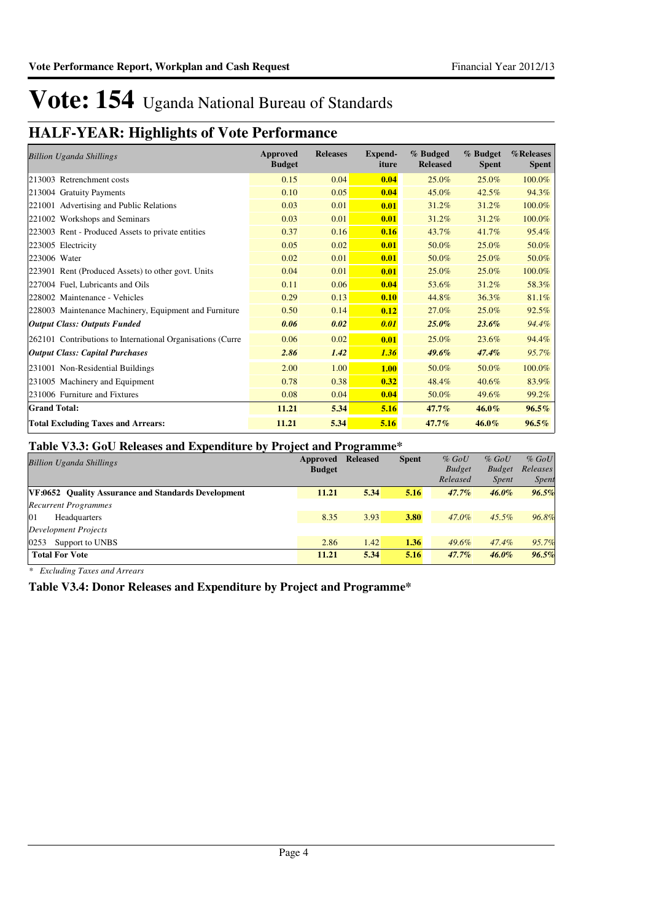# Vote: 154 Uganda National Bureau of Standards

## HALF-YEAR: Highlights of Vote Performance

| *Billion Uganda Shillings* | Approved Budget | Releases | Expend-iture | % Budged Released | % Budget Spent | %Releases Spent |
|---|---|---|---|---|---|---|
| 213003 Retrenchment costs | 0.15 | 0.04 | **0.04** | 25.0% | 25.0% | 100.0% |
| 213004 Gratuity Payments | 0.10 | 0.05 | **0.04** | 45.0% | 42.5% | 94.3% |
| 221001 Advertising and Public Relations | 0.03 | 0.01 | **0.01** | 31.2% | 31.2% | 100.0% |
| 221002 Workshops and Seminars | 0.03 | 0.01 | **0.01** | 31.2% | 31.2% | 100.0% |
| 223003 Rent - Produced Assets to private entities | 0.37 | 0.16 | **0.16** | 43.7% | 41.7% | 95.4% |
| 223005 Electricity | 0.05 | 0.02 | **0.01** | 50.0% | 25.0% | 50.0% |
| 223006 Water | 0.02 | 0.01 | **0.01** | 50.0% | 25.0% | 50.0% |
| 223901 Rent (Produced Assets) to other govt. Units | 0.04 | 0.01 | **0.01** | 25.0% | 25.0% | 100.0% |
| 227004 Fuel, Lubricants and Oils | 0.11 | 0.06 | **0.04** | 53.6% | 31.2% | 58.3% |
| 228002 Maintenance - Vehicles | 0.29 | 0.13 | **0.10** | 44.8% | 36.3% | 81.1% |
| 228003 Maintenance Machinery, Equipment and Furniture | 0.50 | 0.14 | **0.12** | 27.0% | 25.0% | 92.5% |
| ***Output Class: Outputs Funded*** | ***0.06*** | ***0.02*** | ***0.01*** | ***25.0%*** | ***23.6%*** | *94.4%* |
| 262101 Contributions to International Organisations (Curre | 0.06 | 0.02 | **0.01** | 25.0% | 23.6% | 94.4% |
| ***Output Class: Capital Purchases*** | ***2.86*** | ***1.42*** | ***1.36*** | ***49.6%*** | ***47.4%*** | *95.7%* |
| 231001 Non-Residential Buildings | 2.00 | 1.00 | **1.00** | 50.0% | 50.0% | 100.0% |
| 231005 Machinery and Equipment | 0.78 | 0.38 | **0.32** | 48.4% | 40.6% | 83.9% |
| 231006 Furniture and Fixtures | 0.08 | 0.04 | **0.04** | 50.0% | 49.6% | 99.2% |
| **Grand Total:** | **11.21** | **5.34** | **5.16** | ***47.7%*** | ***46.0%*** | ***96.5%*** |
| **Total Excluding Taxes and Arrears:** | **11.21** | **5.34** | **5.16** | ***47.7%*** | ***46.0%*** | ***96.5%*** |

### Table V3.3: GoU Releases and Expenditure by Project and Programme*

| *Billion Uganda Shillings* | Approved Budget | Released | Spent | *% GoU Budget Released* | *% GoU Budget Spent* | *% GoU Releases Spent* |
|---|---|---|---|---|---|---|
| **VF:0652 Quality Assurance and Standards Development** | **11.21** | **5.34** | **5.16** | ***47.7%*** | ***46.0%*** | ***96.5%*** |
| *Recurrent Programmes* | | | | | | |
| 01 Headquarters | 8.35 | 3.93 | **3.80** | *47.0%* | *45.5%* | *96.8%* |
| *Development Projects* | | | | | | |
| 0253 Support to UNBS | 2.86 | 1.42 | **1.36** | *49.6%* | *47.4%* | *95.7%* |
| **Total For Vote** | **11.21** | **5.34** | **5.16** | ***47.7%*** | ***46.0%*** | ***96.5%*** |

*\* Excluding Taxes and Arrears*

### Table V3.4: Donor Releases and Expenditure by Project and Programme*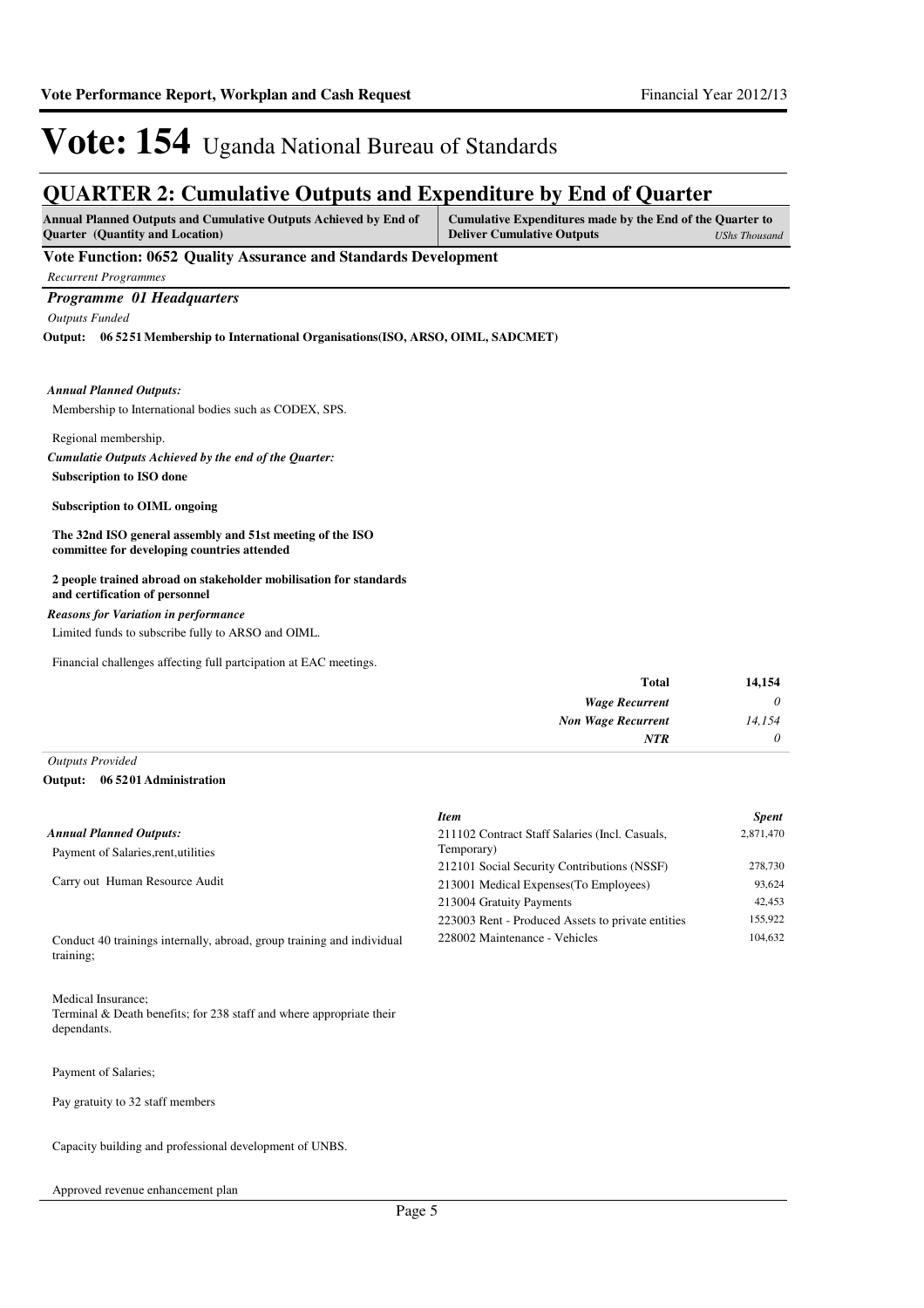# Vote: 154 Uganda National Bureau of Standards

## QUARTER 2: Cumulative Outputs and Expenditure by End of Quarter

| Annual Planned Outputs and Cumulative Outputs Achieved by End of Quarter (Quantity and Location) | Cumulative Expenditures made by the End of the Quarter to Deliver Cumulative Outputs *UShs Thousand* |
|---|---|

**Vote Function: 0652 Quality Assurance and Standards Development**

*Recurrent Programmes*

### *Programme 01 Headquarters*

*Outputs Funded*

**Output: 06 5251 Membership to International Organisations(ISO, ARSO, OIML, SADCMET)**

*Annual Planned Outputs:*

Membership to International bodies such as CODEX, SPS.

Regional membership.

*Cumulatie Outputs Achieved by the end of the Quarter:*

**Subscription to ISO done**

**Subscription to OIML ongoing**

**The 32nd ISO general assembly and 51st meeting of the ISO committee for developing countries attended**

**2 people trained abroad on stakeholder mobilisation for standards and certification of personnel**

*Reasons for Variation in performance*

Limited funds to subscribe fully to ARSO and OIML.

Financial challenges affecting full partcipation at EAC meetings.

| | |
|---|---|
| **Total** | **14,154** |
| *Wage Recurrent* | *0* |
| *Non Wage Recurrent* | *14,154* |
| *NTR* | *0* |

*Outputs Provided*

**Output: 06 5201 Administration**

*Annual Planned Outputs:*

Payment of Salaries,rent,utilities

Carry out Human Resource Audit

Conduct 40 trainings internally, abroad, group training and individual training;

Medical Insurance;
Terminal & Death benefits; for 238 staff and where appropriate their dependants.

Payment of Salaries;

Pay gratuity to 32 staff members

Capacity building and professional development of UNBS.

Approved revenue enhancement plan

| *Item* | *Spent* |
|---|---|
| 211102 Contract Staff Salaries (Incl. Casuals, Temporary) | 2,871,470 |
| 212101 Social Security Contributions (NSSF) | 278,730 |
| 213001 Medical Expenses(To Employees) | 93,624 |
| 213004 Gratuity Payments | 42,453 |
| 223003 Rent - Produced Assets to private entities | 155,922 |
| 228002 Maintenance - Vehicles | 104,632 |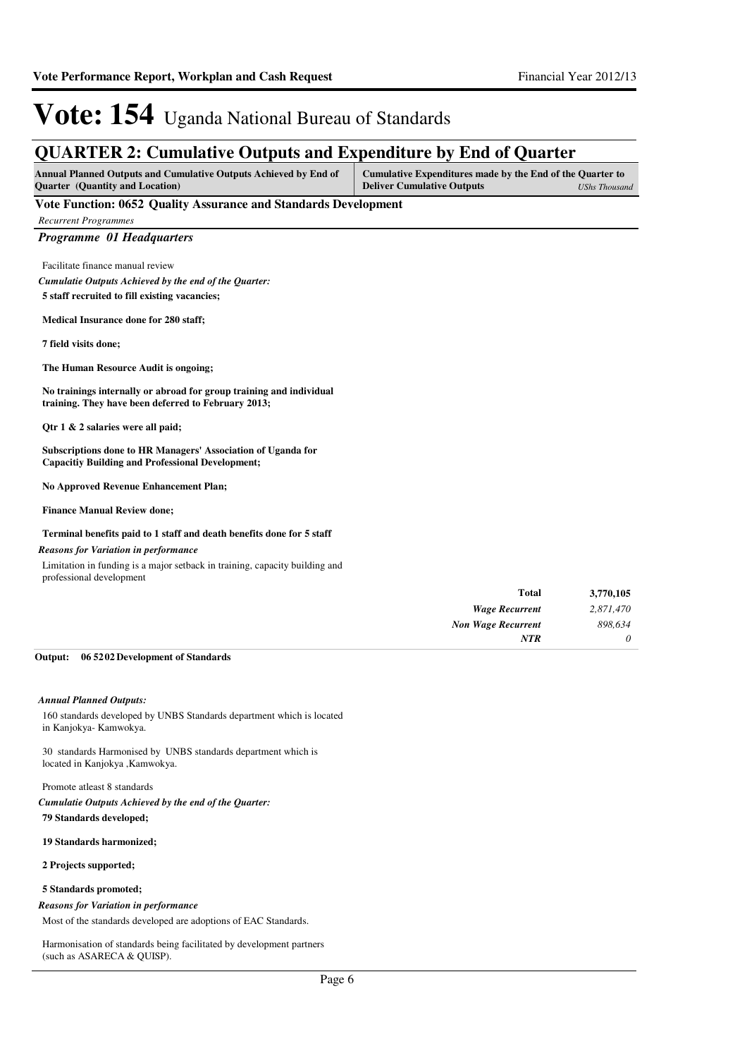# Vote: 154 Uganda National Bureau of Standards

## QUARTER 2: Cumulative Outputs and Expenditure by End of Quarter

| Annual Planned Outputs and Cumulative Outputs Achieved by End of Quarter (Quantity and Location) | Cumulative Expenditures made by the End of the Quarter to Deliver Cumulative Outputs *UShs Thousand* |
|---|---|

### Vote Function: 0652 Quality Assurance and Standards Development

*Recurrent Programmes*

#### *Programme 01 Headquarters*

Facilitate finance manual review

*Cumulatie Outputs Achieved by the end of the Quarter:*

**5 staff recruited to fill existing vacancies;**

**Medical Insurance done for 280 staff;**

**7 field visits done;**

**The Human Resource Audit is ongoing;**

**No trainings internally or abroad for group training and individual training. They have been deferred to February 2013;**

**Qtr 1 & 2 salaries were all paid;**

**Subscriptions done to HR Managers' Association of Uganda for Capacitiy Building and Professional Development;**

**No Approved Revenue Enhancement Plan;**

**Finance Manual Review done;**

**Terminal benefits paid to 1 staff and death benefits done for 5 staff**

*Reasons for Variation in performance*

Limitation in funding is a major setback in training, capacity building and professional development

| | |
|---|---|
| **Total** | **3,770,105** |
| *Wage Recurrent* | *2,871,470* |
| *Non Wage Recurrent* | *898,634* |
| *NTR* | *0* |

**Output: 06 52 02 Development of Standards**

*Annual Planned Outputs:*

160 standards developed by UNBS Standards department which is located in Kanjokya- Kamwokya.

30 standards Harmonised by UNBS standards department which is located in Kanjokya ,Kamwokya.

Promote atleast 8 standards

*Cumulatie Outputs Achieved by the end of the Quarter:*

**79 Standards developed;**

**19 Standards harmonized;**

**2 Projects supported;**

**5 Standards promoted;**

*Reasons for Variation in performance*

Most of the standards developed are adoptions of EAC Standards.

Harmonisation of standards being facilitated by development partners (such as ASARECA & QUISP).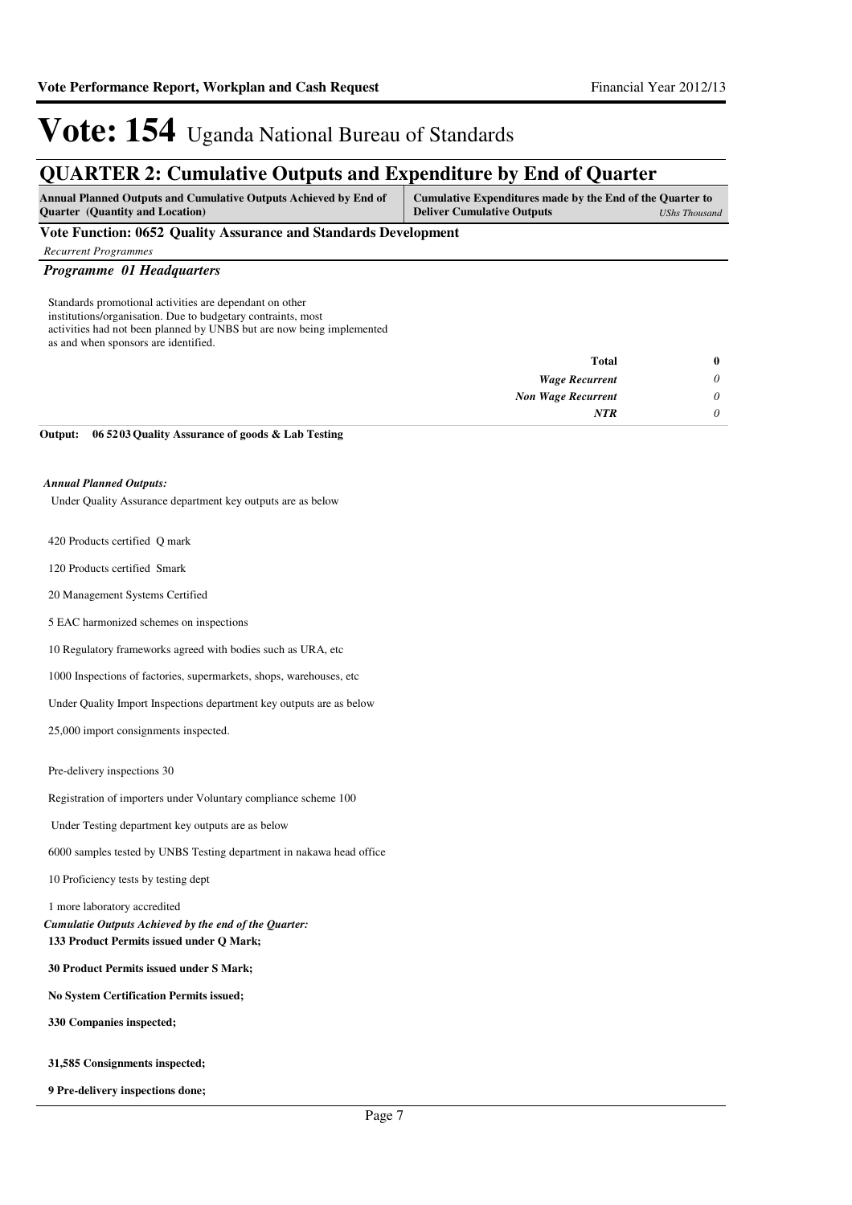# Vote: 154 Uganda National Bureau of Standards

## QUARTER 2: Cumulative Outputs and Expenditure by End of Quarter

| Annual Planned Outputs and Cumulative Outputs Achieved by End of Quarter (Quantity and Location) | Cumulative Expenditures made by the End of the Quarter to Deliver Cumulative Outputs *UShs Thousand* |
|---|---|

### Vote Function: 0652 Quality Assurance and Standards Development

*Recurrent Programmes*

#### *Programme 01 Headquarters*

Standards promotional activities are dependant on other institutions/organisation. Due to budgetary contraints, most activities had not been planned by UNBS but are now being implemented as and when sponsors are identified.

| | |
|---|---|
| **Total** | **0** |
| *Wage Recurrent* | *0* |
| *Non Wage Recurrent* | *0* |
| *NTR* | *0* |

**Output: 06 5203 Quality Assurance of goods & Lab Testing**

*Annual Planned Outputs:*

Under Quality Assurance department key outputs are as below

420 Products certified Q mark

120 Products certified Smark

20 Management Systems Certified

5 EAC harmonized schemes on inspections

10 Regulatory frameworks agreed with bodies such as URA, etc

1000 Inspections of factories, supermarkets, shops, warehouses, etc

Under Quality Import Inspections department key outputs are as below

25,000 import consignments inspected.

Pre-delivery inspections 30

Registration of importers under Voluntary compliance scheme 100

Under Testing department key outputs are as below

6000 samples tested by UNBS Testing department in nakawa head office

10 Proficiency tests by testing dept

1 more laboratory accredited

*Cumulatie Outputs Achieved by the end of the Quarter:*

**133 Product Permits issued under Q Mark;**

**30 Product Permits issued under S Mark;**

**No System Certification Permits issued;**

**330 Companies inspected;**

**31,585 Consignments inspected;**

**9 Pre-delivery inspections done;**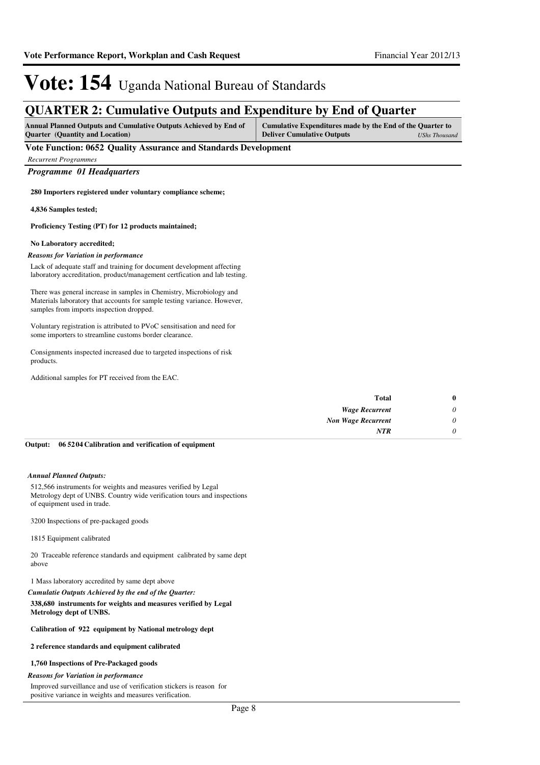# Vote: 154 Uganda National Bureau of Standards

## QUARTER 2: Cumulative Outputs and Expenditure by End of Quarter

| Annual Planned Outputs and Cumulative Outputs Achieved by End of Quarter (Quantity and Location) | Cumulative Expenditures made by the End of the Quarter to Deliver Cumulative Outputs *UShs Thousand* |
|---|---|

**Vote Function: 0652 Quality Assurance and Standards Development**

*Recurrent Programmes*

***Programme 01 Headquarters***

**280 Importers registered under voluntary compliance scheme;**

**4,836 Samples tested;**

**Proficiency Testing (PT) for 12 products maintained;**

**No Laboratory accredited;**

***Reasons for Variation in performance***

Lack of adequate staff and training for document development affecting laboratory accreditation, product/management certfication and lab testing.

There was general increase in samples in Chemistry, Microbiology and Materials laboratory that accounts for sample testing variance. However, samples from imports inspection dropped.

Voluntary registration is attributed to PVoC sensitisation and need for some importers to streamline customs border clearance.

Consignments inspected increased due to targeted inspections of risk products.

Additional samples for PT received from the EAC.

| | |
|---|---|
| **Total** | **0** |
| *Wage Recurrent* | *0* |
| *Non Wage Recurrent* | *0* |
| *NTR* | *0* |

**Output: 06 52 04 Calibration and verification of equipment**

***Annual Planned Outputs:***

512,566 instruments for weights and measures verified by Legal Metrology dept of UNBS. Country wide verification tours and inspections of equipment used in trade.

3200 Inspections of pre-packaged goods

1815 Equipment calibrated

20 Traceable reference standards and equipment calibrated by same dept above

1 Mass laboratory accredited by same dept above

***Cumulatie Outputs Achieved by the end of the Quarter:***

**338,680 instruments for weights and measures verified by Legal Metrology dept of UNBS.**

**Calibration of 922 equipment by National metrology dept**

**2 reference standards and equipment calibrated**

**1,760 Inspections of Pre-Packaged goods**

***Reasons for Variation in performance***

Improved surveillance and use of verification stickers is reason for positive variance in weights and measures verification.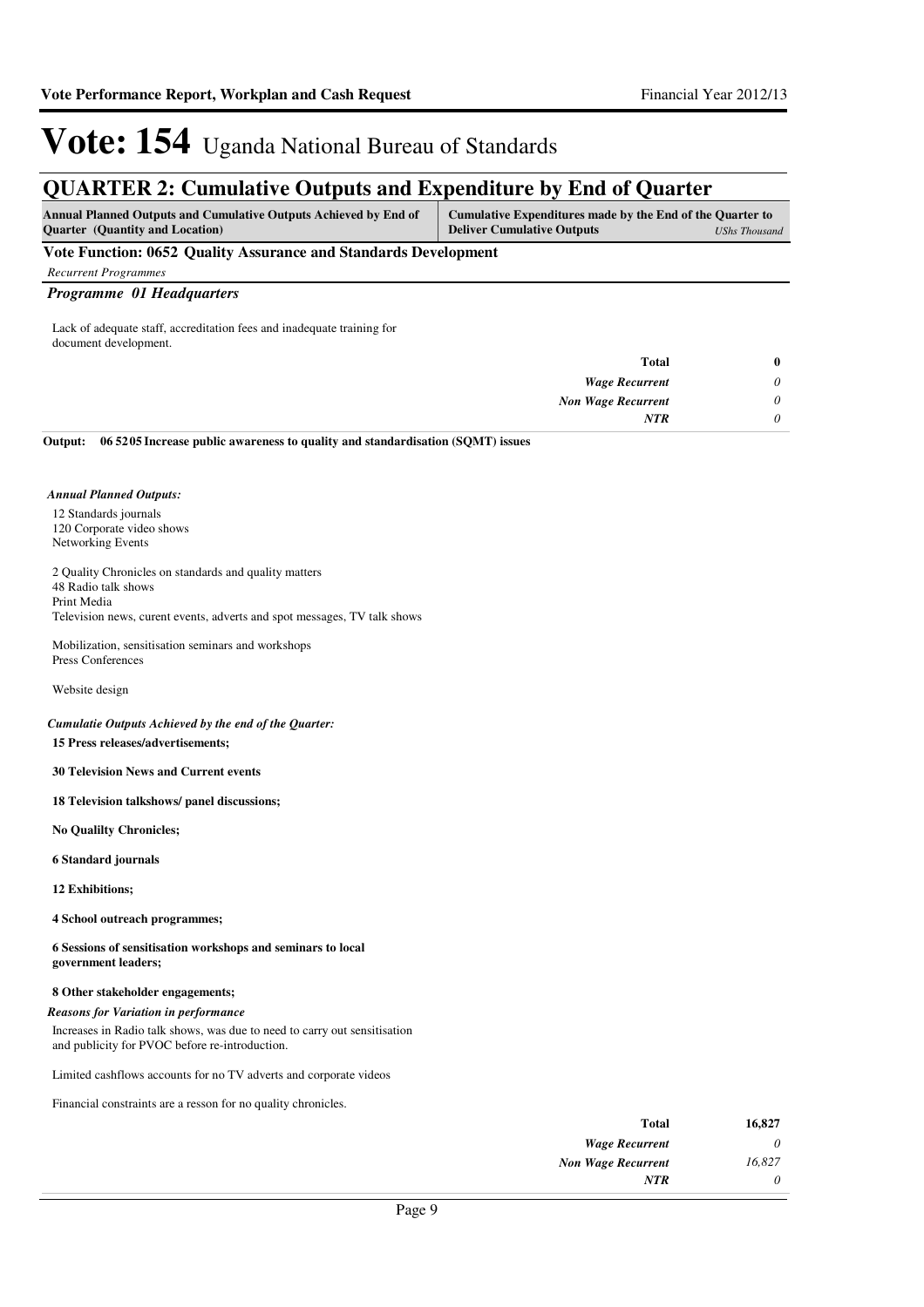# Vote: 154 Uganda National Bureau of Standards

## QUARTER 2: Cumulative Outputs and Expenditure by End of Quarter

| Annual Planned Outputs and Cumulative Outputs Achieved by End of Quarter (Quantity and Location) | Cumulative Expenditures made by the End of the Quarter to Deliver Cumulative Outputs *UShs Thousand* |
|---|---|

**Vote Function: 0652 Quality Assurance and Standards Development**

*Recurrent Programmes*

***Programme 01 Headquarters***

Lack of adequate staff, accreditation fees and inadequate training for document development.

| | |
|---|---|
| **Total** | **0** |
| *Wage Recurrent* | *0* |
| *Non Wage Recurrent* | *0* |
| *NTR* | *0* |

**Output: 06 52 05 Increase public awareness to quality and standardisation (SQMT) issues**

***Annual Planned Outputs:***

12 Standards journals
120 Corporate video shows
Networking Events

2 Quality Chronicles on standards and quality matters
48 Radio talk shows
Print Media
Television news, curent events, adverts and spot messages, TV talk shows

Mobilization, sensitisation seminars and workshops
Press Conferences

Website design

***Cumulatie Outputs Achieved by the end of the Quarter:***

**15 Press releases/advertisements;**

**30 Television News and Current events**

**18 Television talkshows/ panel discussions;**

**No Qualilty Chronicles;**

**6 Standard journals**

**12 Exhibitions;**

**4 School outreach programmes;**

**6 Sessions of sensitisation workshops and seminars to local government leaders;**

**8 Other stakeholder engagements;**

***Reasons for Variation in performance***

Increases in Radio talk shows, was due to need to carry out sensitisation and publicity for PVOC before re-introduction.

Limited cashflows accounts for no TV adverts and corporate videos

Financial constraints are a resson for no quality chronicles.

| | |
|---|---|
| **Total** | **16,827** |
| *Wage Recurrent* | *0* |
| *Non Wage Recurrent* | *16,827* |
| *NTR* | *0* |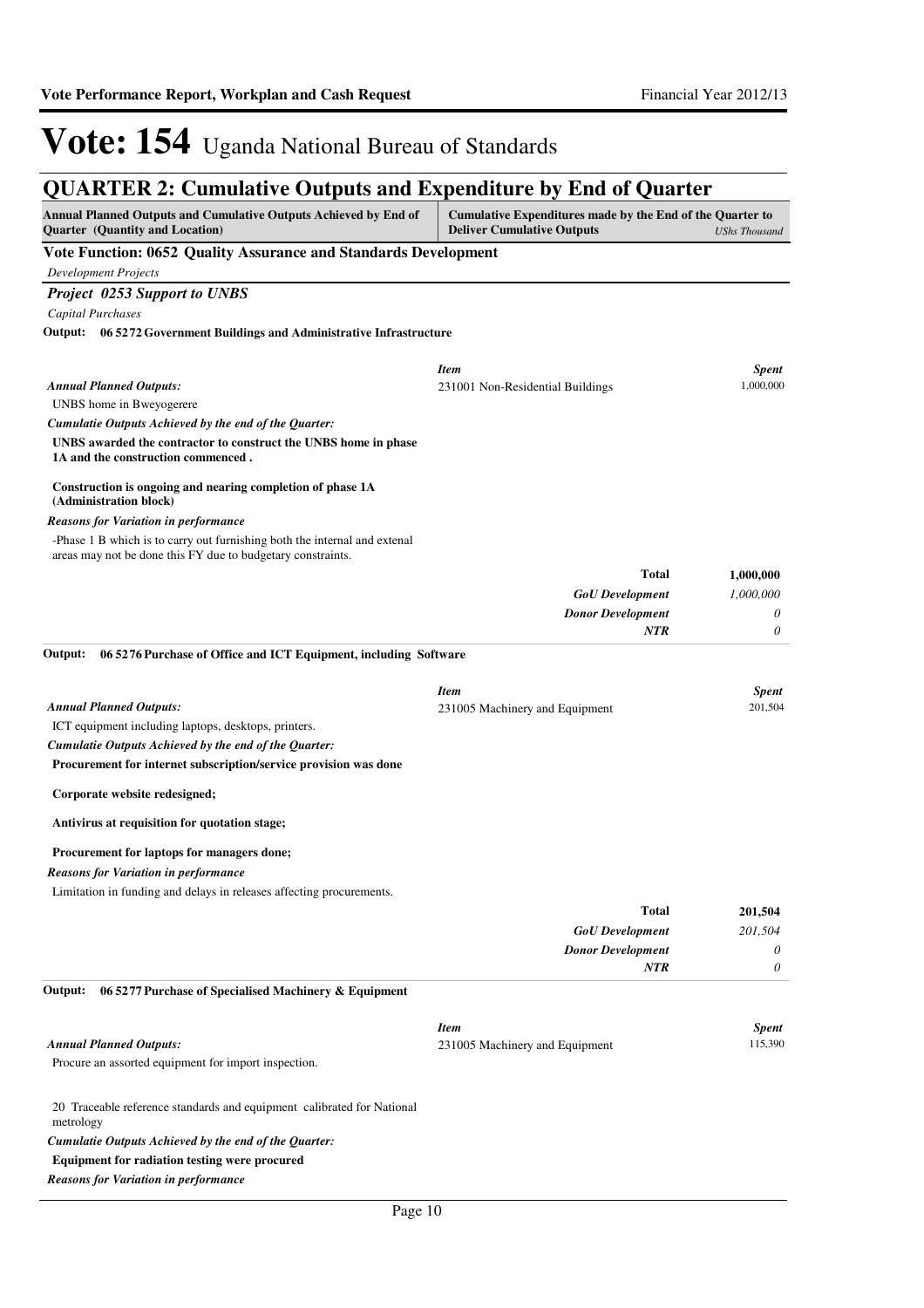# Vote: 154 Uganda National Bureau of Standards

## QUARTER 2: Cumulative Outputs and Expenditure by End of Quarter

| Annual Planned Outputs and Cumulative Outputs Achieved by End of Quarter (Quantity and Location) | Cumulative Expenditures made by the End of the Quarter to Deliver Cumulative Outputs | USHs Thousand |
|---|---|---|

### Vote Function: 0652 Quality Assurance and Standards Development

*Development Projects*

#### *Project 0253 Support to UNBS*

*Capital Purchases*

**Output: 06 5272 Government Buildings and Administrative Infrastructure**

*Annual Planned Outputs:*

UNBS home in Bweyogerere

*Cumulatie Outputs Achieved by the end of the Quarter:*

**UNBS awarded the contractor to construct the UNBS home in phase 1A and the construction commenced .**

**Construction is ongoing and nearing completion of phase 1A (Administration block)**

*Reasons for Variation in performance*

-Phase 1 B which is to carry out furnishing both the internal and extenal areas may not be done this FY due to budgetary constraints.

| *Item* | *Spent* |
|---|---|
| 231001 Non-Residential Buildings | 1,000,000 |
| **Total** | **1,000,000** |
| ***GoU Development*** | *1,000,000* |
| ***Donor Development*** | *0* |
| ***NTR*** | *0* |

**Output: 06 5276 Purchase of Office and ICT Equipment, including Software**

*Annual Planned Outputs:*

ICT equipment including laptops, desktops, printers.

*Cumulatie Outputs Achieved by the end of the Quarter:*

**Procurement for internet subscription/service provision was done**

**Corporate website redesigned;**

**Antivirus at requisition for quotation stage;**

**Procurement for laptops for managers done;**

*Reasons for Variation in performance*

Limitation in funding and delays in releases affecting procurements.

| *Item* | *Spent* |
|---|---|
| 231005 Machinery and Equipment | 201,504 |
| **Total** | **201,504** |
| ***GoU Development*** | *201,504* |
| ***Donor Development*** | *0* |
| ***NTR*** | *0* |

**Output: 06 5277 Purchase of Specialised Machinery & Equipment**

*Annual Planned Outputs:*

Procure an assorted equipment for import inspection.

20 Traceable reference standards and equipment calibrated for National metrology

*Cumulatie Outputs Achieved by the end of the Quarter:*

**Equipment for radiation testing were procured**

*Reasons for Variation in performance*

| *Item* | *Spent* |
|---|---|
| 231005 Machinery and Equipment | 115,390 |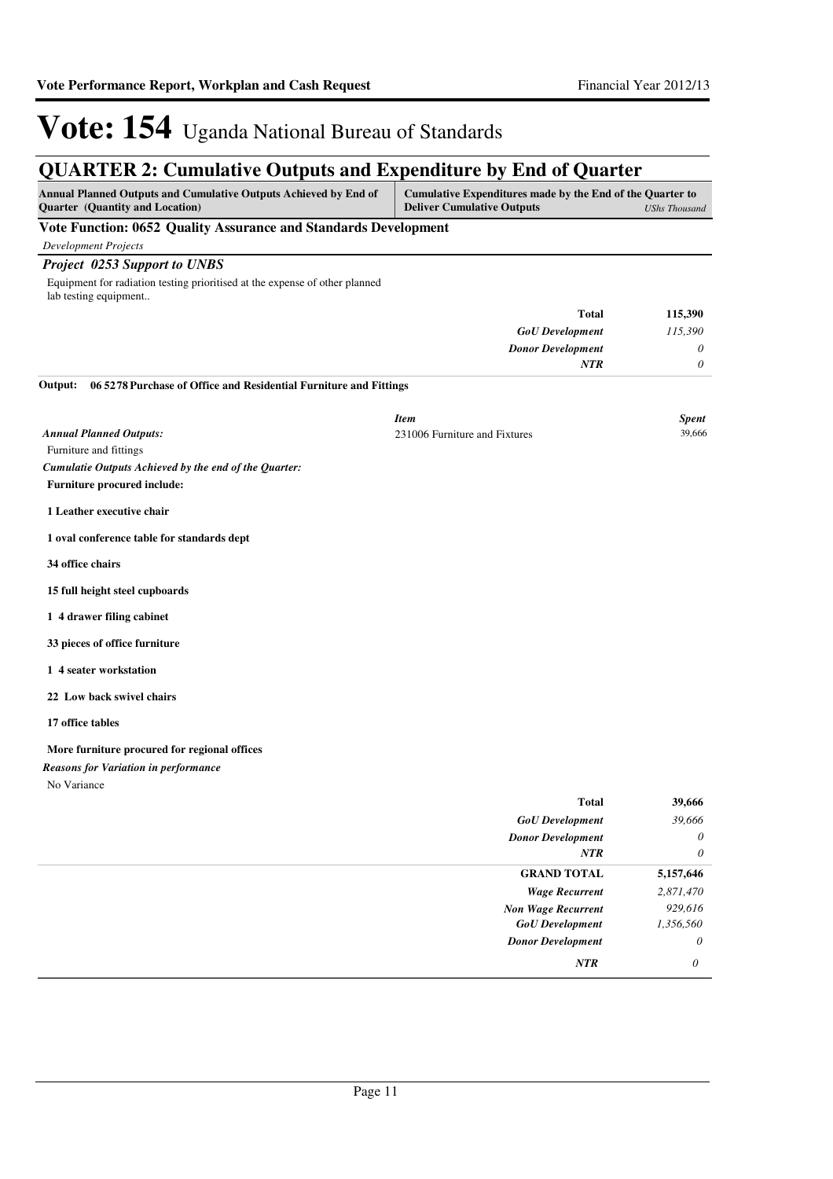# Vote: 154 Uganda National Bureau of Standards

## QUARTER 2: Cumulative Outputs and Expenditure by End of Quarter

| Annual Planned Outputs and Cumulative Outputs Achieved by End of Quarter (Quantity and Location) | Cumulative Expenditures made by the End of the Quarter to Deliver Cumulative Outputs | *UShs Thousand* |
|---|---|---|

### Vote Function: 0652 Quality Assurance and Standards Development

*Development Projects*

#### *Project 0253 Support to UNBS*

Equipment for radiation testing prioritised at the expense of other planned lab testing equipment..

| | |
|---|---|
| **Total** | **115,390** |
| *GoU Development* | *115,390* |
| *Donor Development* | *0* |
| *NTR* | *0* |

**Output: 06 5278 Purchase of Office and Residential Furniture and Fittings**

| *Item* | *Spent* |
|---|---|
| 231006 Furniture and Fixtures | 39,666 |

*Annual Planned Outputs:*

Furniture and fittings

*Cumulatie Outputs Achieved by the end of the Quarter:*

**Furniture procured include:**

**1 Leather executive chair**

**1 oval conference table for standards dept**

**34 office chairs**

**15 full height steel cupboards**

**1 4 drawer filing cabinet**

**33 pieces of office furniture**

**1 4 seater workstation**

**22 Low back swivel chairs**

**17 office tables**

**More furniture procured for regional offices**

*Reasons for Variation in performance*

No Variance

| | |
|---|---|
| **Total** | **39,666** |
| *GoU Development* | *39,666* |
| *Donor Development* | *0* |
| *NTR* | *0* |

| | |
|---|---|
| **GRAND TOTAL** | **5,157,646** |
| *Wage Recurrent* | *2,871,470* |
| *Non Wage Recurrent* | *929,616* |
| *GoU Development* | *1,356,560* |
| *Donor Development* | *0* |
| *NTR* | *0* |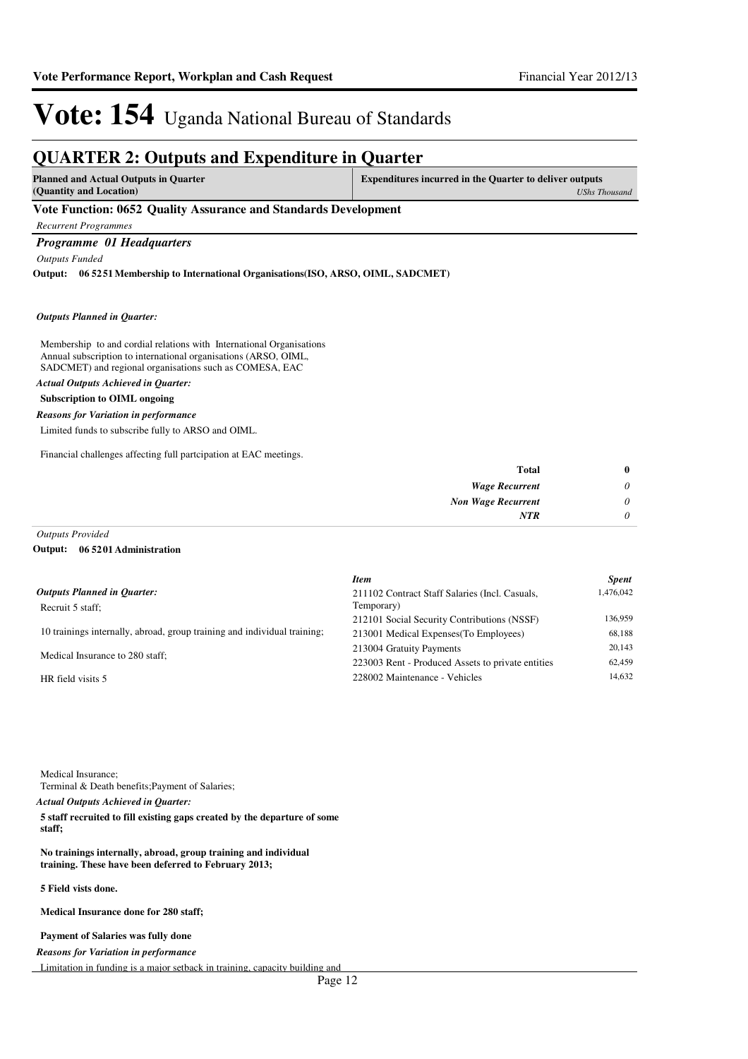# Vote: 154 Uganda National Bureau of Standards

## QUARTER 2: Outputs and Expenditure in Quarter

| Planned and Actual Outputs in Quarter (Quantity and Location) | Expenditures incurred in the Quarter to deliver outputs *UShs Thousand* |
|---|---|

### Vote Function: 0652 Quality Assurance and Standards Development

*Recurrent Programmes*

#### *Programme 01 Headquarters*

*Outputs Funded*

**Output: 06 5251 Membership to International Organisations(ISO, ARSO, OIML, SADCMET)**

*Outputs Planned in Quarter:*

Membership to and cordial relations with International Organisations
Annual subscription to international organisations (ARSO, OIML, SADCMET) and regional organisations such as COMESA, EAC

*Actual Outputs Achieved in Quarter:*

**Subscription to OIML ongoing**

*Reasons for Variation in performance*

Limited funds to subscribe fully to ARSO and OIML.

Financial challenges affecting full partcipation at EAC meetings.

| | |
|---|---|
| **Total** | **0** |
| *Wage Recurrent* | *0* |
| *Non Wage Recurrent* | *0* |
| *NTR* | *0* |

*Outputs Provided*

**Output: 06 5201 Administration**

*Outputs Planned in Quarter:*

Recruit 5 staff;

10 trainings internally, abroad, group training and individual training;

Medical Insurance to 280 staff;

HR field visits 5

Medical Insurance;
Terminal & Death benefits;Payment of Salaries;

| *Item* | *Spent* |
|---|---|
| 211102 Contract Staff Salaries (Incl. Casuals, Temporary) | 1,476,042 |
| 212101 Social Security Contributions (NSSF) | 136,959 |
| 213001 Medical Expenses(To Employees) | 68,188 |
| 213004 Gratuity Payments | 20,143 |
| 223003 Rent - Produced Assets to private entities | 62,459 |
| 228002 Maintenance - Vehicles | 14,632 |

*Actual Outputs Achieved in Quarter:*

**5 staff recruited to fill existing gaps created by the departure of some staff;**

**No trainings internally, abroad, group training and individual training. These have been deferred to February 2013;**

**5 Field vists done.**

**Medical Insurance done for 280 staff;**

**Payment of Salaries was fully done**

*Reasons for Variation in performance*

Limitation in funding is a major setback in training, capacity building and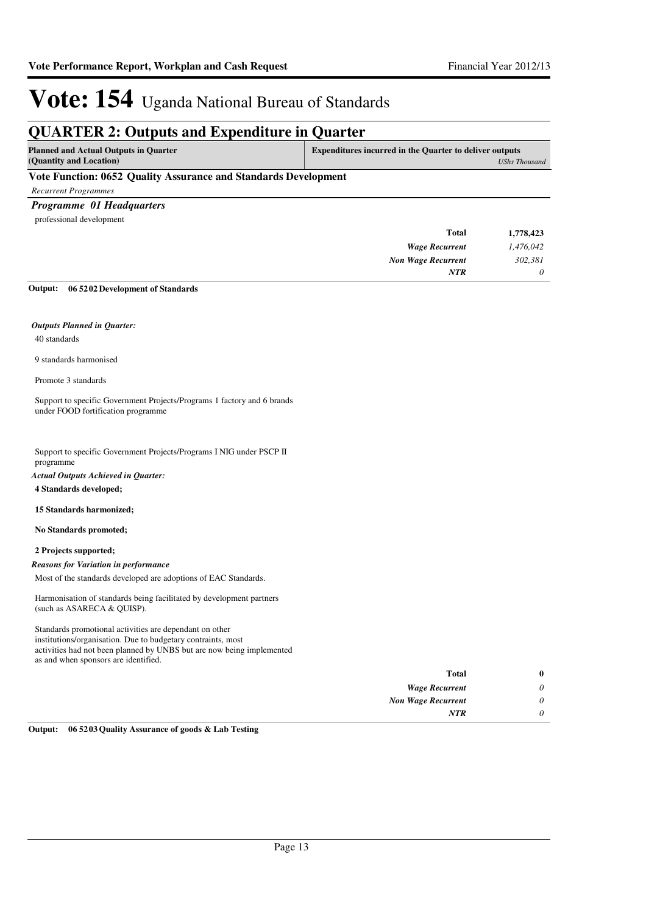# Vote: 154 Uganda National Bureau of Standards

## QUARTER 2: Outputs and Expenditure in Quarter

| Planned and Actual Outputs in Quarter (Quantity and Location) | Expenditures incurred in the Quarter to deliver outputs *UShs Thousand* |
|---|---|

### Vote Function: 0652 Quality Assurance and Standards Development

*Recurrent Programmes*

#### *Programme 01 Headquarters*

professional development

| | |
|---|---|
| **Total** | **1,778,423** |
| *Wage Recurrent* | *1,476,042* |
| *Non Wage Recurrent* | *302,381* |
| *NTR* | *0* |

**Output: 06 5202 Development of Standards**

*Outputs Planned in Quarter:*

40 standards

9 standards harmonised

Promote 3 standards

Support to specific Government Projects/Programs 1 factory and 6 brands under FOOD fortification programme

Support to specific Government Projects/Programs I NIG under PSCP II programme

*Actual Outputs Achieved in Quarter:*

**4 Standards developed;**

**15 Standards harmonized;**

**No Standards promoted;**

**2 Projects supported;**

*Reasons for Variation in performance*

Most of the standards developed are adoptions of EAC Standards.

Harmonisation of standards being facilitated by development partners (such as ASARECA & QUISP).

Standards promotional activities are dependant on other institutions/organisation. Due to budgetary contraints, most activities had not been planned by UNBS but are now being implemented as and when sponsors are identified.

| | |
|---|---|
| **Total** | **0** |
| *Wage Recurrent* | *0* |
| *Non Wage Recurrent* | *0* |
| *NTR* | *0* |

**Output: 06 5203 Quality Assurance of goods & Lab Testing**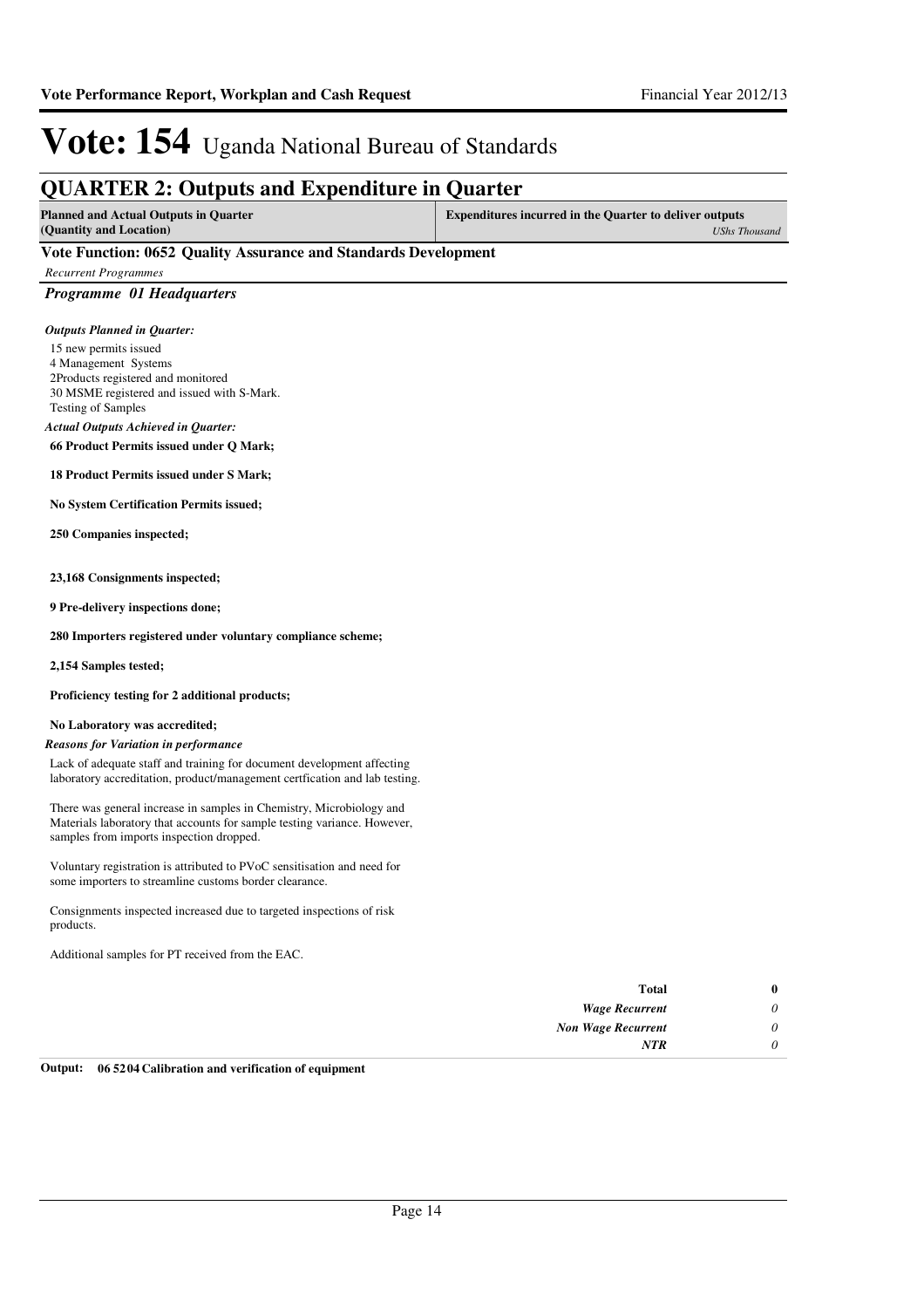# Vote: 154 Uganda National Bureau of Standards

## QUARTER 2: Outputs and Expenditure in Quarter

| Planned and Actual Outputs in Quarter (Quantity and Location) | Expenditures incurred in the Quarter to deliver outputs *UShs Thousand* |
|---|---|

### Vote Function: 0652 Quality Assurance and Standards Development

*Recurrent Programmes*

#### *Programme 01 Headquarters*

***Outputs Planned in Quarter:***

15 new permits issued
4 Management Systems
2Products registered and monitored
30 MSME registered and issued with S-Mark.
Testing of Samples

***Actual Outputs Achieved in Quarter:***

**66 Product Permits issued under Q Mark;**

**18 Product Permits issued under S Mark;**

**No System Certification Permits issued;**

**250 Companies inspected;**

**23,168 Consignments inspected;**

**9 Pre-delivery inspections done;**

**280 Importers registered under voluntary compliance scheme;**

**2,154 Samples tested;**

**Proficiency testing for 2 additional products;**

**No Laboratory was accredited;**

***Reasons for Variation in performance***

Lack of adequate staff and training for document development affecting laboratory accreditation, product/management certfication and lab testing.

There was general increase in samples in Chemistry, Microbiology and Materials laboratory that accounts for sample testing variance. However, samples from imports inspection dropped.

Voluntary registration is attributed to PVoC sensitisation and need for some importers to streamline customs border clearance.

Consignments inspected increased due to targeted inspections of risk products.

Additional samples for PT received from the EAC.

| | |
|---|---|
| **Total** | **0** |
| *Wage Recurrent* | *0* |
| *Non Wage Recurrent* | *0* |
| *NTR* | *0* |

**Output: 06 52 04 Calibration and verification of equipment**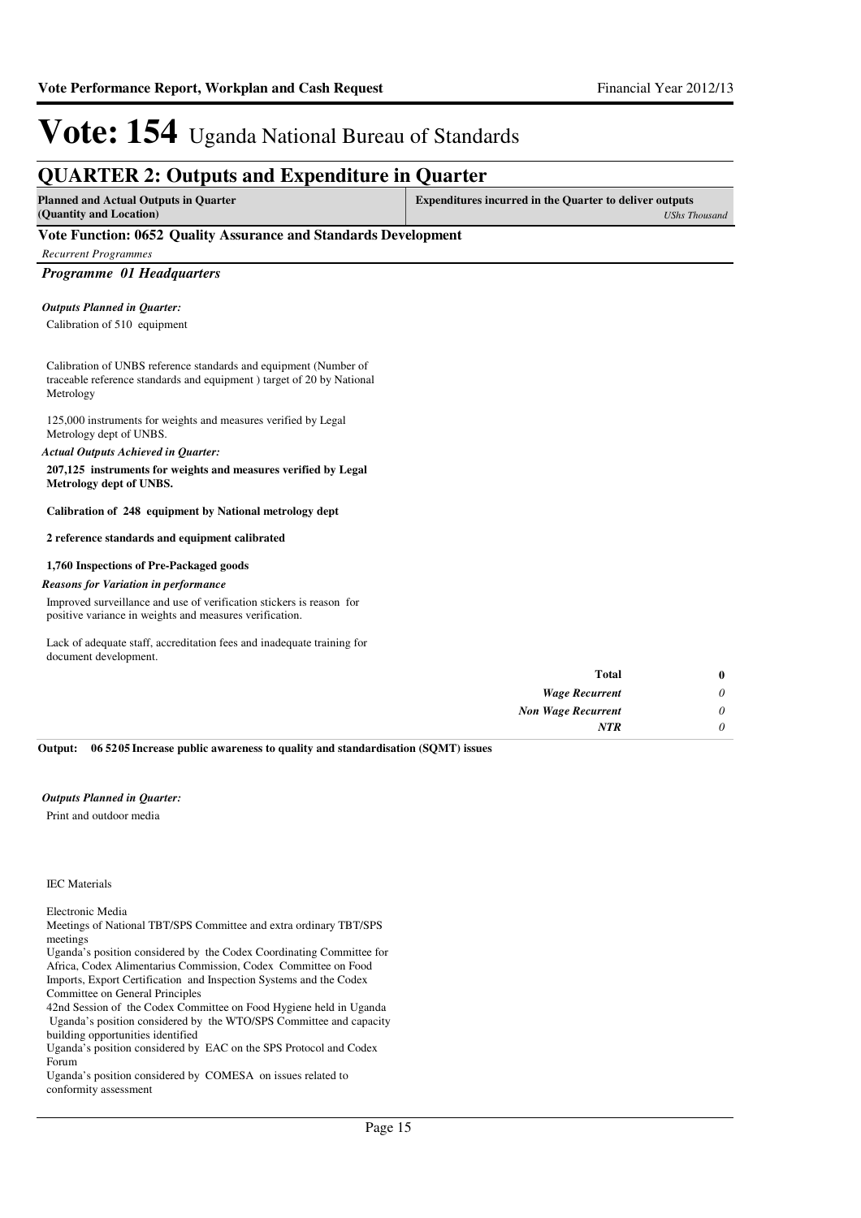# Vote: 154 Uganda National Bureau of Standards

## QUARTER 2: Outputs and Expenditure in Quarter

| Planned and Actual Outputs in Quarter (Quantity and Location) | Expenditures incurred in the Quarter to deliver outputs *UShs Thousand* |
|---|---|

### Vote Function: 0652 Quality Assurance and Standards Development

*Recurrent Programmes*

#### *Programme 01 Headquarters*

***Outputs Planned in Quarter:***

Calibration of 510 equipment

Calibration of UNBS reference standards and equipment (Number of traceable reference standards and equipment ) target of 20 by National Metrology

125,000 instruments for weights and measures verified by Legal Metrology dept of UNBS.

***Actual Outputs Achieved in Quarter:***

**207,125 instruments for weights and measures verified by Legal Metrology dept of UNBS.**

**Calibration of 248 equipment by National metrology dept**

**2 reference standards and equipment calibrated**

**1,760 Inspections of Pre-Packaged goods**

***Reasons for Variation in performance***

Improved surveillance and use of verification stickers is reason for positive variance in weights and measures verification.

Lack of adequate staff, accreditation fees and inadequate training for document development.

| | |
|---|---|
| **Total** | **0** |
| *Wage Recurrent* | *0* |
| *Non Wage Recurrent* | *0* |
| *NTR* | *0* |

**Output: 06 5205 Increase public awareness to quality and standardisation (SQMT) issues**

***Outputs Planned in Quarter:***

Print and outdoor media

IEC Materials

Electronic Media
Meetings of National TBT/SPS Committee and extra ordinary TBT/SPS meetings
Uganda's position considered by the Codex Coordinating Committee for Africa, Codex Alimentarius Commission, Codex Committee on Food Imports, Export Certification and Inspection Systems and the Codex Committee on General Principles
42nd Session of the Codex Committee on Food Hygiene held in Uganda
Uganda's position considered by the WTO/SPS Committee and capacity building opportunities identified
Uganda's position considered by EAC on the SPS Protocol and Codex Forum
Uganda's position considered by COMESA on issues related to conformity assessment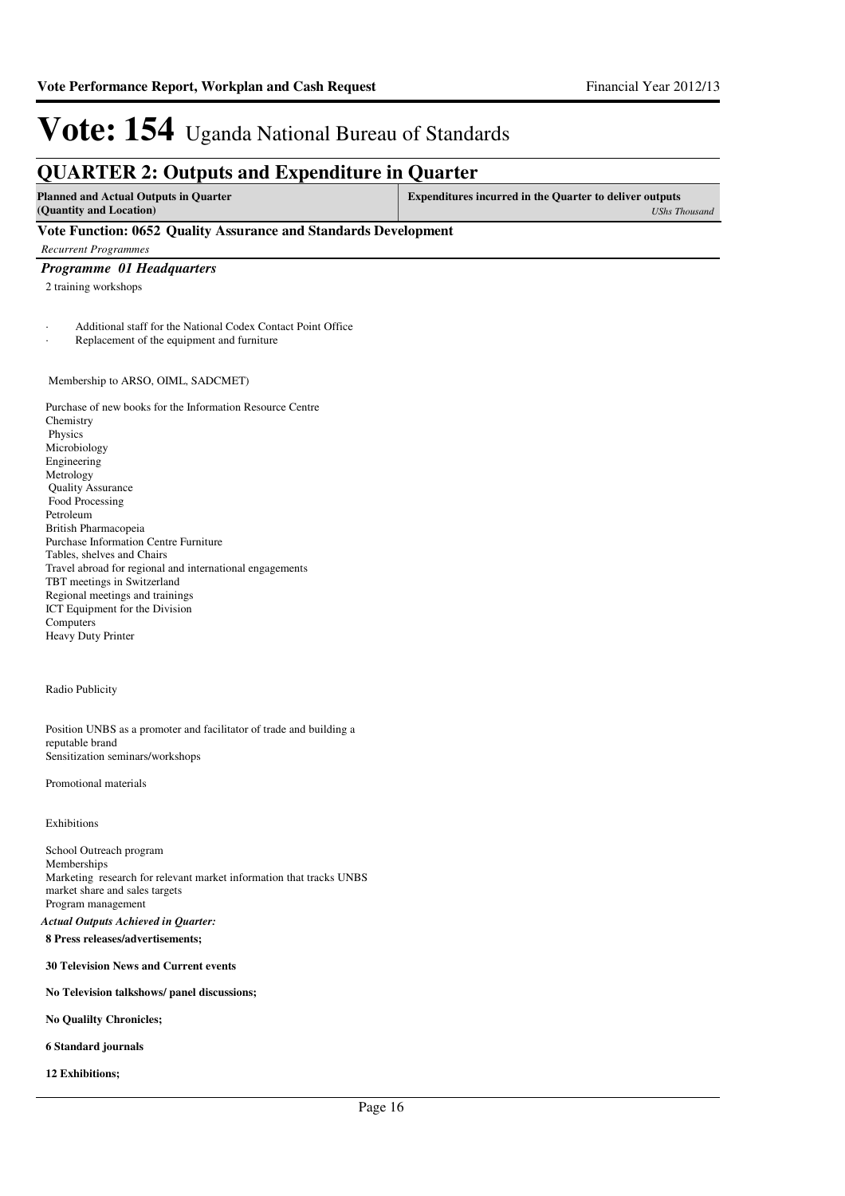# Vote: 154 Uganda National Bureau of Standards

## QUARTER 2: Outputs and Expenditure in Quarter

| Planned and Actual Outputs in Quarter (Quantity and Location) | Expenditures incurred in the Quarter to deliver outputs *UShs Thousand* |
|---|---|

### Vote Function: 0652 Quality Assurance and Standards Development

*Recurrent Programmes*

#### *Programme 01 Headquarters*

2 training workshops

- Additional staff for the National Codex Contact Point Office
- Replacement of the equipment and furniture

Membership to ARSO, OIML, SADCMET)

Purchase of new books for the Information Resource Centre
Chemistry
Physics
Microbiology
Engineering
Metrology
Quality Assurance
Food Processing
Petroleum
British Pharmacopeia
Purchase Information Centre Furniture
Tables, shelves and Chairs
Travel abroad for regional and international engagements
TBT meetings in Switzerland
Regional meetings and trainings
ICT Equipment for the Division
Computers
Heavy Duty Printer

Radio Publicity

Position UNBS as a promoter and facilitator of trade and building a reputable brand
Sensitization seminars/workshops

Promotional materials

Exhibitions

School Outreach program
Memberships
Marketing research for relevant market information that tracks UNBS market share and sales targets
Program management

*Actual Outputs Achieved in Quarter:*

**8 Press releases/advertisements;**

**30 Television News and Current events**

**No Television talkshows/ panel discussions;**

**No Qualilty Chronicles;**

**6 Standard journals**

**12 Exhibitions;**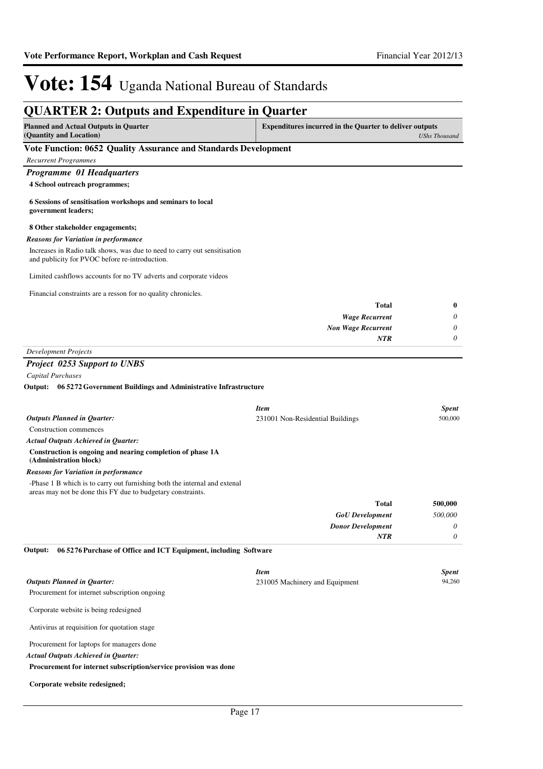# Vote: 154 Uganda National Bureau of Standards

## QUARTER 2: Outputs and Expenditure in Quarter

| **Planned and Actual Outputs in Quarter (Quantity and Location)** | **Expenditures incurred in the Quarter to deliver outputs** *UShs Thousand* |
|---|---|

### Vote Function: 0652 Quality Assurance and Standards Development

*Recurrent Programmes*

#### *Programme 01 Headquarters*

**4 School outreach programmes;**

**6 Sessions of sensitisation workshops and seminars to local government leaders;**

**8 Other stakeholder engagements;**

***Reasons for Variation in performance***

Increases in Radio talk shows, was due to need to carry out sensitisation and publicity for PVOC before re-introduction.

Limited cashflows accounts for no TV adverts and corporate videos

Financial constraints are a resson for no quality chronicles.

| | |
|---|---|
| **Total** | **0** |
| ***Wage Recurrent*** | *0* |
| ***Non Wage Recurrent*** | *0* |
| ***NTR*** | *0* |

*Development Projects*

#### *Project 0253 Support to UNBS*

*Capital Purchases*

**Output: 06 5272 Government Buildings and Administrative Infrastructure**

| | ***Item*** | ***Spent*** |
|---|---|---|
| ***Outputs Planned in Quarter:*** | 231001 Non-Residential Buildings | 500,000 |

Construction commences

***Actual Outputs Achieved in Quarter:***

**Construction is ongoing and nearing completion of phase 1A (Administration block)**

***Reasons for Variation in performance***

-Phase 1 B which is to carry out furnishing both the internal and extenal areas may not be done this FY due to budgetary constraints.

| | |
|---|---|
| **Total** | **500,000** |
| ***GoU Development*** | *500,000* |
| ***Donor Development*** | *0* |
| ***NTR*** | *0* |

**Output: 06 5276 Purchase of Office and ICT Equipment, including Software**

| | ***Item*** | ***Spent*** |
|---|---|---|
| ***Outputs Planned in Quarter:*** | 231005 Machinery and Equipment | 94,260 |

Procurement for internet subscription ongoing

Corporate website is being redesigned

Antivirus at requisition for quotation stage

Procurement for laptops for managers done

***Actual Outputs Achieved in Quarter:***

**Procurement for internet subscription/service provision was done**

**Corporate website redesigned;**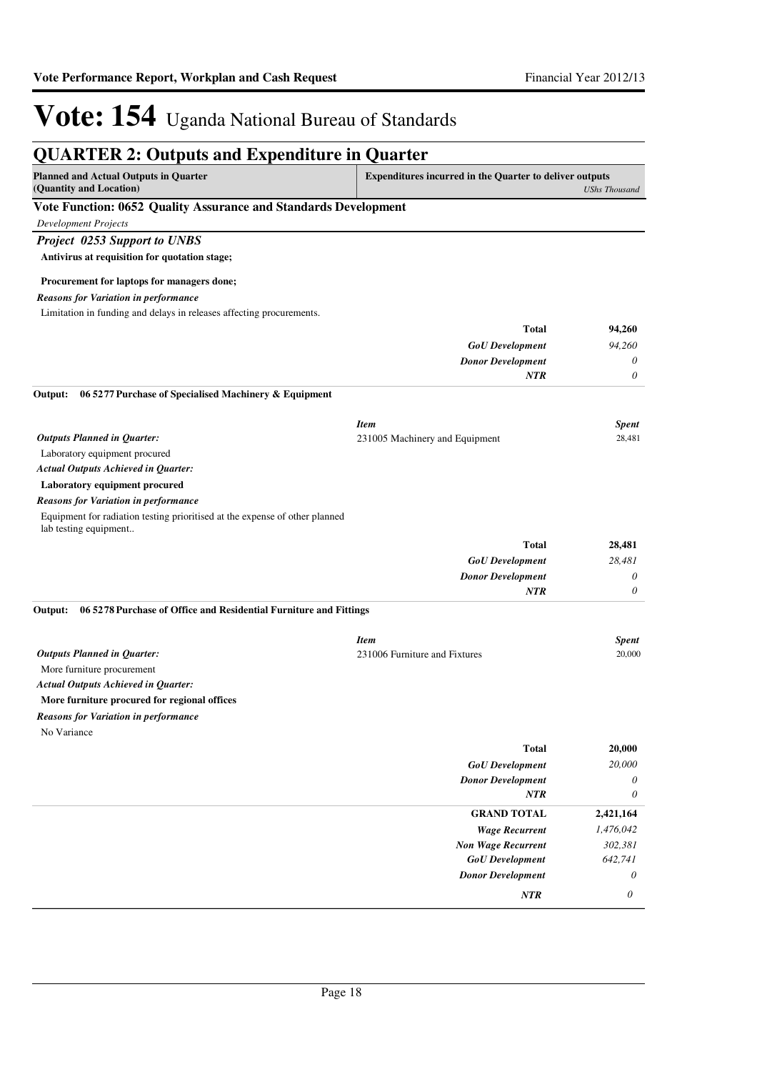# Vote: 154 Uganda National Bureau of Standards

## QUARTER 2: Outputs and Expenditure in Quarter

| Planned and Actual Outputs in Quarter (Quantity and Location) | Expenditures incurred in the Quarter to deliver outputs | *UShs Thousand* |
|---|---|---|

### Vote Function: 0652 Quality Assurance and Standards Development

*Development Projects*

### *Project 0253 Support to UNBS*

**Antivirus at requisition for quotation stage;**

**Procurement for laptops for managers done;**

***Reasons for Variation in performance***

Limitation in funding and delays in releases affecting procurements.

| | | |
|---|---|---|
| | **Total** | **94,260** |
| | ***GoU Development*** | *94,260* |
| | ***Donor Development*** | *0* |
| | ***NTR*** | *0* |

**Output: 06 5277 Purchase of Specialised Machinery & Equipment**

| | ***Item*** | ***Spent*** |
|---|---|---|
| ***Outputs Planned in Quarter:*** | 231005 Machinery and Equipment | 28,481 |
| Laboratory equipment procured | | |
| ***Actual Outputs Achieved in Quarter:*** | | |
| **Laboratory equipment procured** | | |
| ***Reasons for Variation in performance*** | | |
| Equipment for radiation testing prioritised at the expense of other planned lab testing equipment.. | | |
| | **Total** | **28,481** |
| | ***GoU Development*** | *28,481* |
| | ***Donor Development*** | *0* |
| | ***NTR*** | *0* |

**Output: 06 5278 Purchase of Office and Residential Furniture and Fittings**

| | ***Item*** | ***Spent*** |
|---|---|---|
| ***Outputs Planned in Quarter:*** | 231006 Furniture and Fixtures | 20,000 |
| More furniture procurement | | |
| ***Actual Outputs Achieved in Quarter:*** | | |
| **More furniture procured for regional offices** | | |
| ***Reasons for Variation in performance*** | | |
| No Variance | | |
| | **Total** | **20,000** |
| | ***GoU Development*** | *20,000* |
| | ***Donor Development*** | *0* |
| | ***NTR*** | *0* |

| | | |
|---|---|---|
| | **GRAND TOTAL** | **2,421,164** |
| | ***Wage Recurrent*** | *1,476,042* |
| | ***Non Wage Recurrent*** | *302,381* |
| | ***GoU Development*** | *642,741* |
| | ***Donor Development*** | *0* |
| | ***NTR*** | *0* |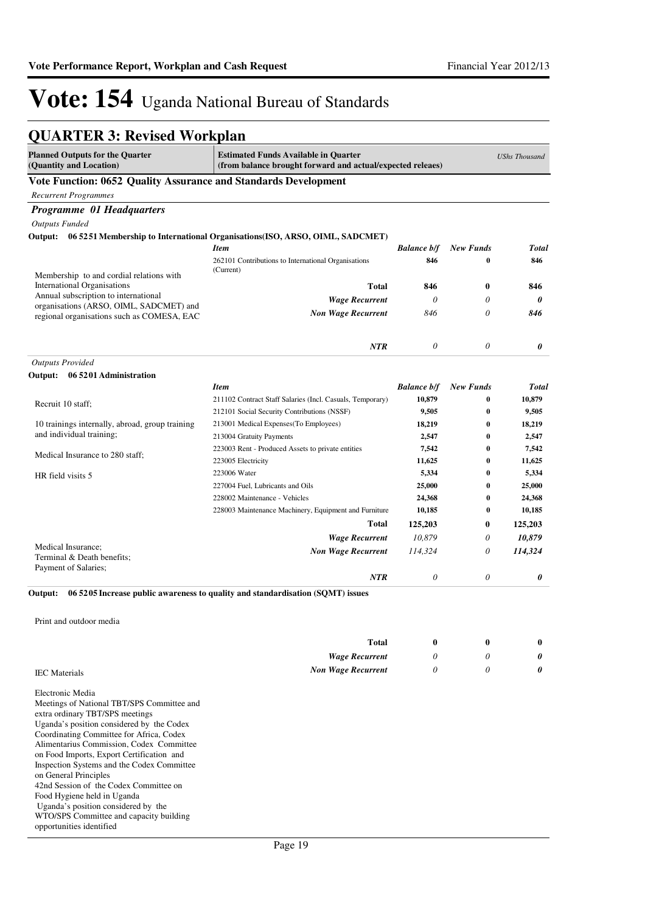# Vote: 154 Uganda National Bureau of Standards

## QUARTER 3: Revised Workplan

| Planned Outputs for the Quarter (Quantity and Location) | Estimated Funds Available in Quarter (from balance brought forward and actual/expected releaes) | | | UShs Thousand |
|---|---|---|---|---|

### Vote Function: 0652 Quality Assurance and Standards Development

*Recurrent Programmes*

#### *Programme 01 Headquarters*

*Outputs Funded*

**Output: 06 5251 Membership to International Organisations(ISO, ARSO, OIML, SADCMET)**

| | *Item* | *Balance b/f* | *New Funds* | *Total* |
|---|---|---|---|---|
| Membership to and cordial relations with International Organisations<br>Annual subscription to international organisations (ARSO, OIML, SADCMET) and regional organisations such as COMESA, EAC | 262101 Contributions to International Organisations (Current) | 846 | 0 | 846 |
| | **Total** | **846** | **0** | **846** |
| | ***Wage Recurrent*** | *0* | *0* | ***0*** |
| | ***Non Wage Recurrent*** | *846* | *0* | ***846*** |
| | ***NTR*** | *0* | *0* | ***0*** |

*Outputs Provided*

**Output: 06 5201 Administration**

| | *Item* | *Balance b/f* | *New Funds* | *Total* |
|---|---|---|---|---|
| Recruit 10 staff; | 211102 Contract Staff Salaries (Incl. Casuals, Temporary) | 10,879 | 0 | 10,879 |
| | 212101 Social Security Contributions (NSSF) | 9,505 | 0 | 9,505 |
| 10 trainings internally, abroad, group training and individual training; | 213001 Medical Expenses(To Employees) | 18,219 | 0 | 18,219 |
| | 213004 Gratuity Payments | 2,547 | 0 | 2,547 |
| Medical Insurance to 280 staff; | 223003 Rent - Produced Assets to private entities | 7,542 | 0 | 7,542 |
| | 223005 Electricity | 11,625 | 0 | 11,625 |
| HR field visits 5 | 223006 Water | 5,334 | 0 | 5,334 |
| | 227004 Fuel, Lubricants and Oils | 25,000 | 0 | 25,000 |
| | 228002 Maintenance - Vehicles | 24,368 | 0 | 24,368 |
| | 228003 Maintenance Machinery, Equipment and Furniture | 10,185 | 0 | 10,185 |
| | **Total** | **125,203** | **0** | **125,203** |
| | ***Wage Recurrent*** | *10,879* | *0* | ***10,879*** |
| Medical Insurance;<br>Terminal & Death benefits;<br>Payment of Salaries; | ***Non Wage Recurrent*** | *114,324* | *0* | ***114,324*** |
| | ***NTR*** | *0* | *0* | ***0*** |

**Output: 06 5205 Increase public awareness to quality and standardisation (SQMT) issues**

| | | | | |
|---|---|---|---|---|
| Print and outdoor media | | | | |
| | **Total** | **0** | **0** | **0** |
| | ***Wage Recurrent*** | *0* | *0* | ***0*** |
| IEC Materials | ***Non Wage Recurrent*** | *0* | *0* | ***0*** |

Electronic Media
Meetings of National TBT/SPS Committee and extra ordinary TBT/SPS meetings
Uganda's position considered by the Codex Coordinating Committee for Africa, Codex Alimentarius Commission, Codex Committee on Food Imports, Export Certification and Inspection Systems and the Codex Committee on General Principles
42nd Session of the Codex Committee on Food Hygiene held in Uganda
Uganda's position considered by the WTO/SPS Committee and capacity building opportunities identified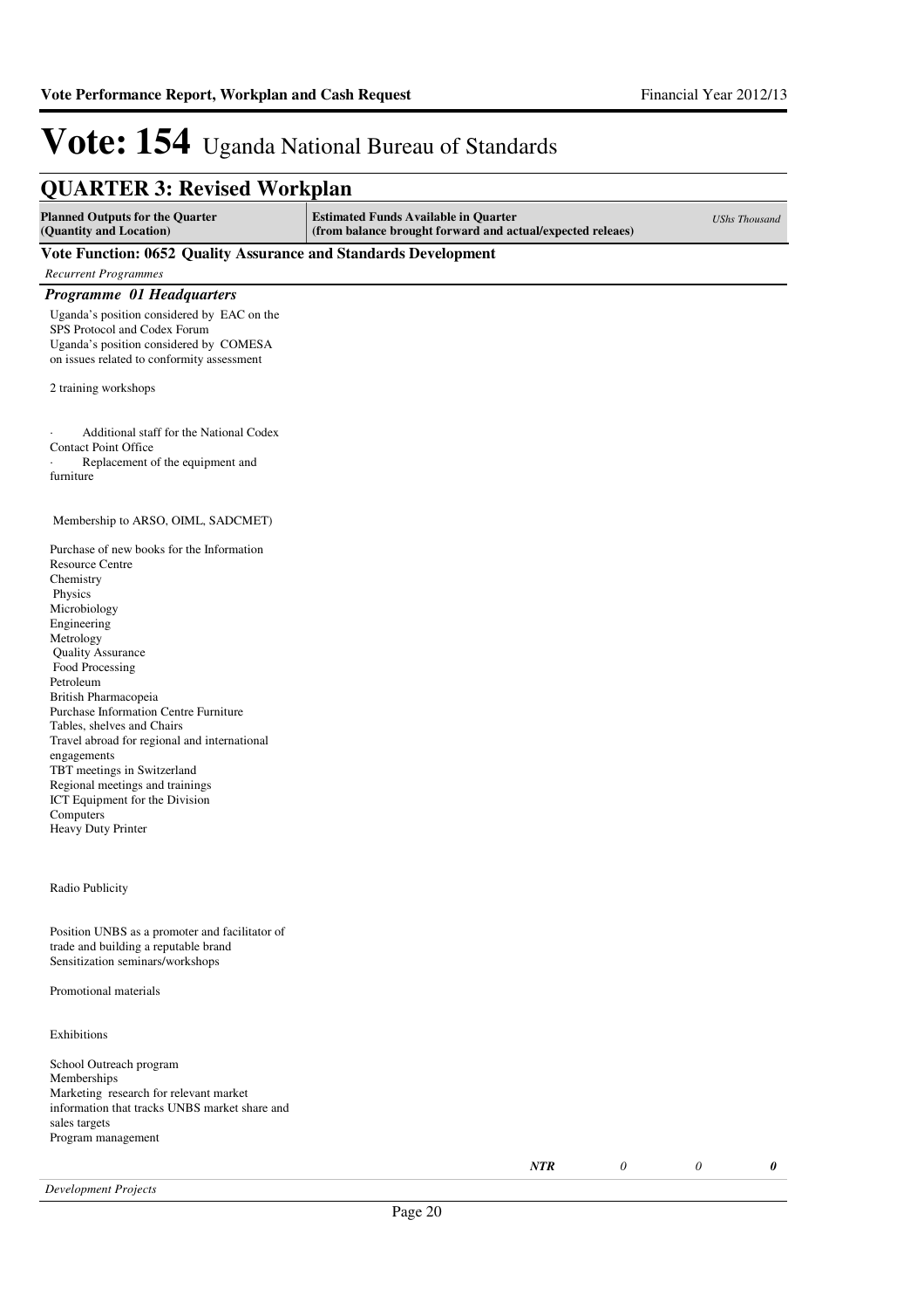# Vote: 154 Uganda National Bureau of Standards

## QUARTER 3: Revised Workplan

| Planned Outputs for the Quarter (Quantity and Location) | Estimated Funds Available in Quarter (from balance brought forward and actual/expected releaes) | | | | UShs Thousand |
|---|---|---|---|---|---|

**Vote Function: 0652 Quality Assurance and Standards Development**

*Recurrent Programmes*

***Programme 01 Headquarters***

Uganda's position considered by EAC on the SPS Protocol and Codex Forum
Uganda's position considered by COMESA on issues related to conformity assessment

2 training workshops

· Additional staff for the National Codex Contact Point Office
· Replacement of the equipment and furniture

Membership to ARSO, OIML, SADCMET)

Purchase of new books for the Information Resource Centre
Chemistry
Physics
Microbiology
Engineering
Metrology
Quality Assurance
Food Processing
Petroleum
British Pharmacopeia
Purchase Information Centre Furniture
Tables, shelves and Chairs
Travel abroad for regional and international engagements
TBT meetings in Switzerland
Regional meetings and trainings
ICT Equipment for the Division
Computers
Heavy Duty Printer

Radio Publicity

Position UNBS as a promoter and facilitator of trade and building a reputable brand
Sensitization seminars/workshops

Promotional materials

Exhibitions

School Outreach program
Memberships
Marketing research for relevant market information that tracks UNBS market share and sales targets
Program management

| | | | |
|---|---|---|---|
| ***NTR*** | *0* | *0* | ***0*** |

*Development Projects*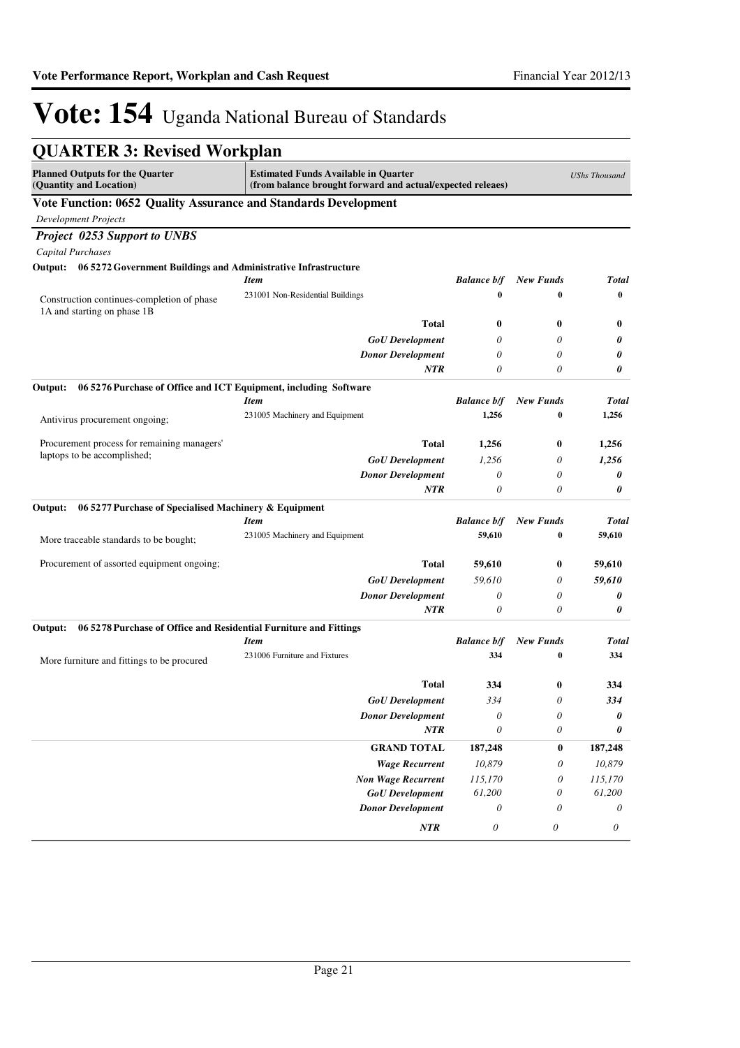# Vote: 154 Uganda National Bureau of Standards

## QUARTER 3: Revised Workplan

| Planned Outputs for the Quarter (Quantity and Location) | Estimated Funds Available in Quarter (from balance brought forward and actual/expected releaes) | | | *UShs Thousand* |
|---|---|---|---|---|

**Vote Function: 0652 Quality Assurance and Standards Development**

*Development Projects*

***Project 0253 Support to UNBS***

*Capital Purchases*

**Output: 06 5272 Government Buildings and Administrative Infrastructure**

| | *Item* | *Balance b/f* | *New Funds* | *Total* |
|---|---|---|---|---|
| Construction continues-completion of phase 1A and starting on phase 1B | 231001 Non-Residential Buildings | 0 | 0 | 0 |
| | **Total** | **0** | **0** | **0** |
| | *GoU Development* | *0* | *0* | ***0*** |
| | *Donor Development* | *0* | *0* | ***0*** |
| | *NTR* | *0* | *0* | ***0*** |

**Output: 06 5276 Purchase of Office and ICT Equipment, including Software**

| | *Item* | *Balance b/f* | *New Funds* | *Total* |
|---|---|---|---|---|
| Antivirus procurement ongoing; | 231005 Machinery and Equipment | 1,256 | 0 | 1,256 |
| Procurement process for remaining managers' laptops to be accomplished; | **Total** | **1,256** | **0** | **1,256** |
| | *GoU Development* | *1,256* | *0* | ***1,256*** |
| | *Donor Development* | *0* | *0* | ***0*** |
| | *NTR* | *0* | *0* | ***0*** |

**Output: 06 5277 Purchase of Specialised Machinery & Equipment**

| | *Item* | *Balance b/f* | *New Funds* | *Total* |
|---|---|---|---|---|
| More traceable standards to be bought; | 231005 Machinery and Equipment | 59,610 | 0 | 59,610 |
| Procurement of assorted equipment ongoing; | **Total** | **59,610** | **0** | **59,610** |
| | *GoU Development* | *59,610* | *0* | ***59,610*** |
| | *Donor Development* | *0* | *0* | ***0*** |
| | *NTR* | *0* | *0* | ***0*** |

**Output: 06 5278 Purchase of Office and Residential Furniture and Fittings**

| | *Item* | *Balance b/f* | *New Funds* | *Total* |
|---|---|---|---|---|
| More furniture and fittings to be procured | 231006 Furniture and Fixtures | 334 | 0 | 334 |
| | **Total** | **334** | **0** | **334** |
| | *GoU Development* | *334* | *0* | ***334*** |
| | *Donor Development* | *0* | *0* | ***0*** |
| | *NTR* | *0* | *0* | ***0*** |

| | | *Balance b/f* | *New Funds* | *Total* |
|---|---|---|---|---|
| | **GRAND TOTAL** | **187,248** | **0** | **187,248** |
| | *Wage Recurrent* | *10,879* | *0* | *10,879* |
| | *Non Wage Recurrent* | *115,170* | *0* | *115,170* |
| | *GoU Development* | *61,200* | *0* | *61,200* |
| | *Donor Development* | *0* | *0* | *0* |
| | *NTR* | *0* | *0* | *0* |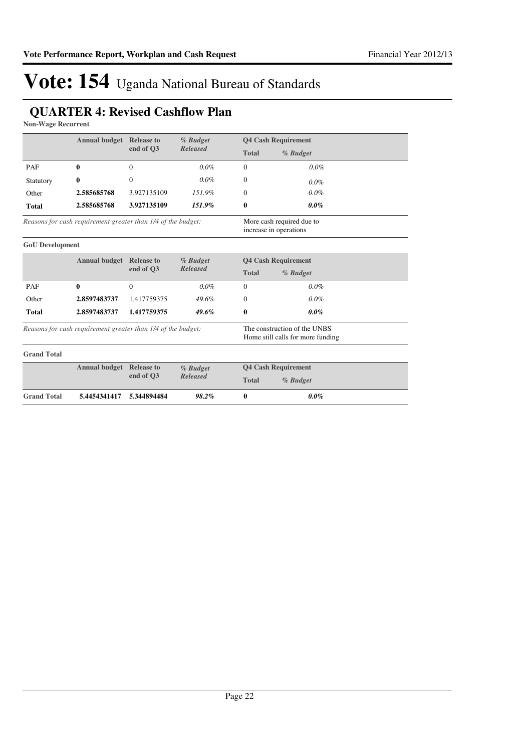# Vote: 154 Uganda National Bureau of Standards

## QUARTER 4: Revised Cashflow Plan

**Non-Wage Recurrent**

| | Annual budget | Release to end of Q3 | *% Budget Released* | Q4 Cash Requirement | |
|---|---|---|---|---|---|
| | | | | **Total** | *% Budget* |
| PAF | **0** | 0 | *0.0%* | 0 | *0.0%* |
| Statutory | **0** | 0 | *0.0%* | 0 | *0.0%* |
| Other | **2.585685768** | 3.927135109 | *151.9%* | 0 | *0.0%* |
| **Total** | **2.585685768** | **3.927135109** | ***151.9%*** | **0** | ***0.0%*** |

*Reasons for cash requirement greater than 1/4 of the budget:* More cash required due to increase in operations

**GoU Development**

| | Annual budget | Release to end of Q3 | *% Budget Released* | Q4 Cash Requirement | |
|---|---|---|---|---|---|
| | | | | **Total** | *% Budget* |
| PAF | **0** | 0 | *0.0%* | 0 | *0.0%* |
| Other | **2.8597483737** | 1.417759375 | *49.6%* | 0 | *0.0%* |
| **Total** | **2.8597483737** | **1.417759375** | ***49.6%*** | **0** | ***0.0%*** |

*Reasons for cash requirement greater than 1/4 of the budget:* The construction of the UNBS Home still calls for more funding

**Grand Total**

| | Annual budget | Release to end of Q3 | *% Budget Released* | Q4 Cash Requirement | |
|---|---|---|---|---|---|
| | | | | **Total** | *% Budget* |
| **Grand Total** | **5.4454341417** | **5.344894484** | ***98.2%*** | **0** | ***0.0%*** |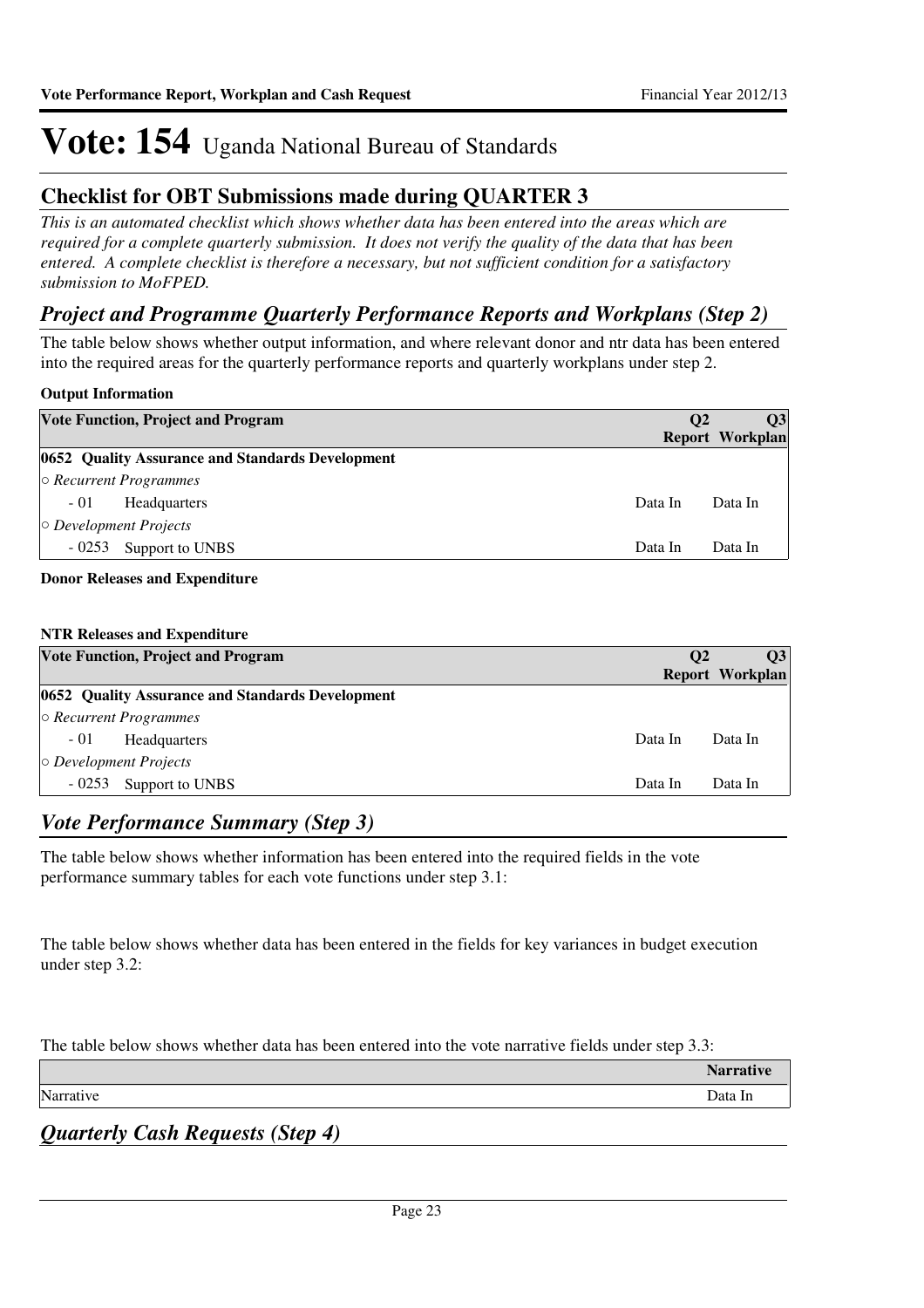# Vote: 154 Uganda National Bureau of Standards

## Checklist for OBT Submissions made during QUARTER 3

*This is an automated checklist which shows whether data has been entered into the areas which are required for a complete quarterly submission. It does not verify the quality of the data that has been entered. A complete checklist is therefore a necessary, but not sufficient condition for a satisfactory submission to MoFPED.*

## *Project and Programme Quarterly Performance Reports and Workplans (Step 2)*

The table below shows whether output information, and where relevant donor and ntr data has been entered into the required areas for the quarterly performance reports and quarterly workplans under step 2.

**Output Information**

| Vote Function, Project and Program | Q2 Report | Q3 Workplan |
|---|---|---|
| **0652 Quality Assurance and Standards Development** | | |
| ○ *Recurrent Programmes* | | |
| - 01 Headquarters | Data In | Data In |
| ○ *Development Projects* | | |
| - 0253 Support to UNBS | Data In | Data In |

**Donor Releases and Expenditure**

**NTR Releases and Expenditure**

| Vote Function, Project and Program | Q2 Report | Q3 Workplan |
|---|---|---|
| **0652 Quality Assurance and Standards Development** | | |
| ○ *Recurrent Programmes* | | |
| - 01 Headquarters | Data In | Data In |
| ○ *Development Projects* | | |
| - 0253 Support to UNBS | Data In | Data In |

## *Vote Performance Summary (Step 3)*

The table below shows whether information has been entered into the required fields in the vote performance summary tables for each vote functions under step 3.1:

The table below shows whether data has been entered in the fields for key variances in budget execution under step 3.2:

The table below shows whether data has been entered into the vote narrative fields under step 3.3:

| | Narrative |
|---|---|
| Narrative | Data In |

## *Quarterly Cash Requests (Step 4)*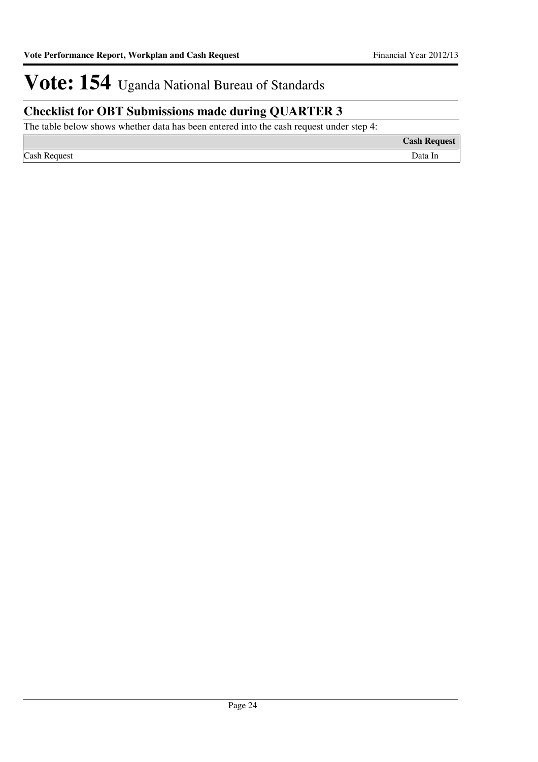# Vote: 154 Uganda National Bureau of Standards

## Checklist for OBT Submissions made during QUARTER 3

The table below shows whether data has been entered into the cash request under step 4:

| | Cash Request |
|---|---|
| Cash Request | Data In |